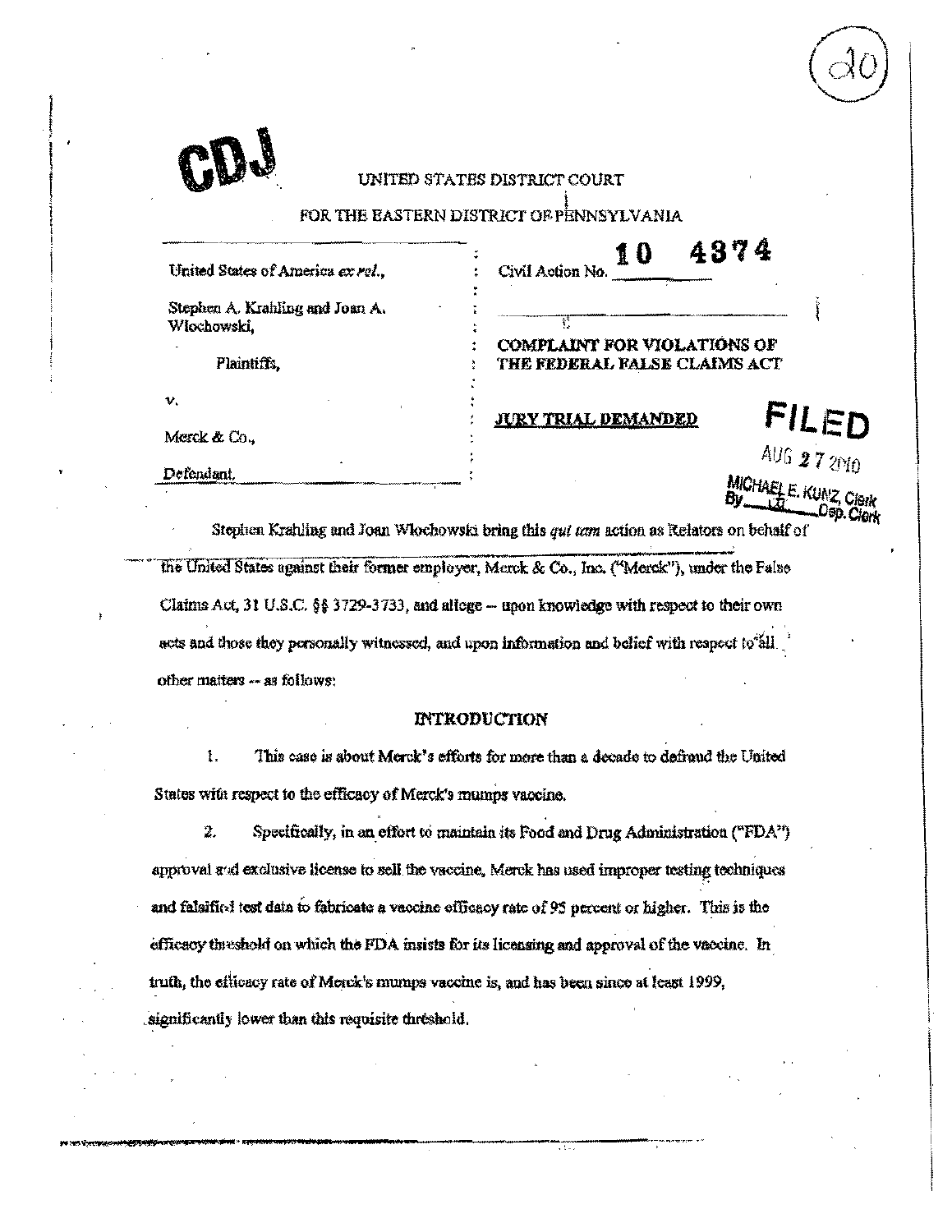CDJ

UNITED STATES DISTRICT COURT

FOR THE EASTERN DISTRICT OF PENNSYLVANIA

| | |
|---|---|
| United States of America *ex rel.*,<br><br>Stephen A. Krahling and Joan A. Wlochowski,<br><br>Plaintiffs,<br><br>v.<br><br>Merck & Co.,<br><br>Defendant. | Civil Action No. 10 4374<br><br>**COMPLAINT FOR VIOLATIONS OF THE FEDERAL FALSE CLAIMS ACT**<br><br>**JURY TRIAL DEMANDED** |

FILED
AUG 27 2010
MICHAEL E. KUNZ, Clerk
By ___ Dep. Clerk

Stephen Krahling and Joan Wlochowski bring this *qui tam* action as Relators on behalf of the United States against their former employer, Merck & Co., Inc. ("Merck"), under the False Claims Act, 31 U.S.C. §§ 3729-3733, and allege -- upon knowledge with respect to their own acts and those they personally witnessed, and upon information and belief with respect to all other matters -- as follows:

## INTRODUCTION

1. This case is about Merck's efforts for more than a decade to defraud the United States with respect to the efficacy of Merck's mumps vaccine.

2. Specifically, in an effort to maintain its Food and Drug Administration ("FDA") approval and exclusive license to sell the vaccine, Merck has used improper testing techniques and falsified test data to fabricate a vaccine efficacy rate of 95 percent or higher. This is the efficacy threshold on which the FDA insists for its licensing and approval of the vaccine. In truth, the efficacy rate of Merck's mumps vaccine is, and has been since at least 1999, significantly lower than this requisite threshold.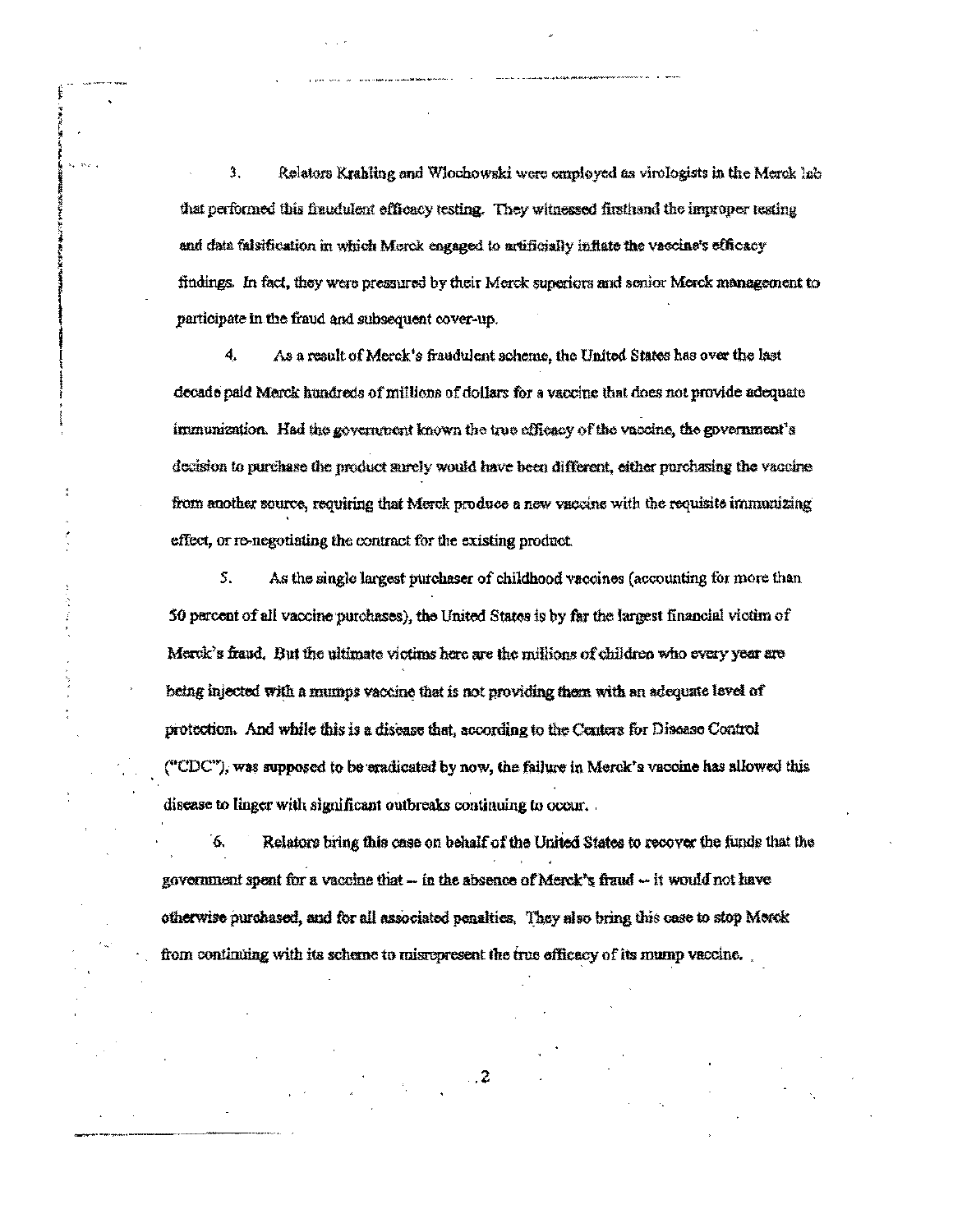3. Relators Krahling and Wlochowski were employed as virologists in the Merck lab that performed this fraudulent efficacy testing. They witnessed firsthand the improper testing and data falsification in which Merck engaged to artificially inflate the vaccine's efficacy findings. In fact, they were pressured by their Merck superiors and senior Merck management to participate in the fraud and subsequent cover-up.

4. As a result of Merck's fraudulent scheme, the United States has over the last decade paid Merck hundreds of millions of dollars for a vaccine that does not provide adequate immunization. Had the government known the true efficacy of the vaccine, the government's decision to purchase the product surely would have been different, either purchasing the vaccine from another source, requiring that Merck produce a new vaccine with the requisite immunizing effect, or re-negotiating the contract for the existing product.

5. As the single largest purchaser of childhood vaccines (accounting for more than 50 percent of all vaccine purchases), the United States is by far the largest financial victim of Merck's fraud. But the ultimate victims here are the millions of children who every year are being injected with a mumps vaccine that is not providing them with an adequate level of protection. And while this is a disease that, according to the Centers for Disease Control ("CDC"), was supposed to be eradicated by now, the failure in Merck's vaccine has allowed this disease to linger with significant outbreaks continuing to occur.

6. Relators bring this case on behalf of the United States to recover the funds that the government spent for a vaccine that -- in the absence of Merck's fraud -- it would not have otherwise purchased, and for all associated penalties. They also bring this case to stop Merck from continuing with its scheme to misrepresent the true efficacy of its mump vaccine.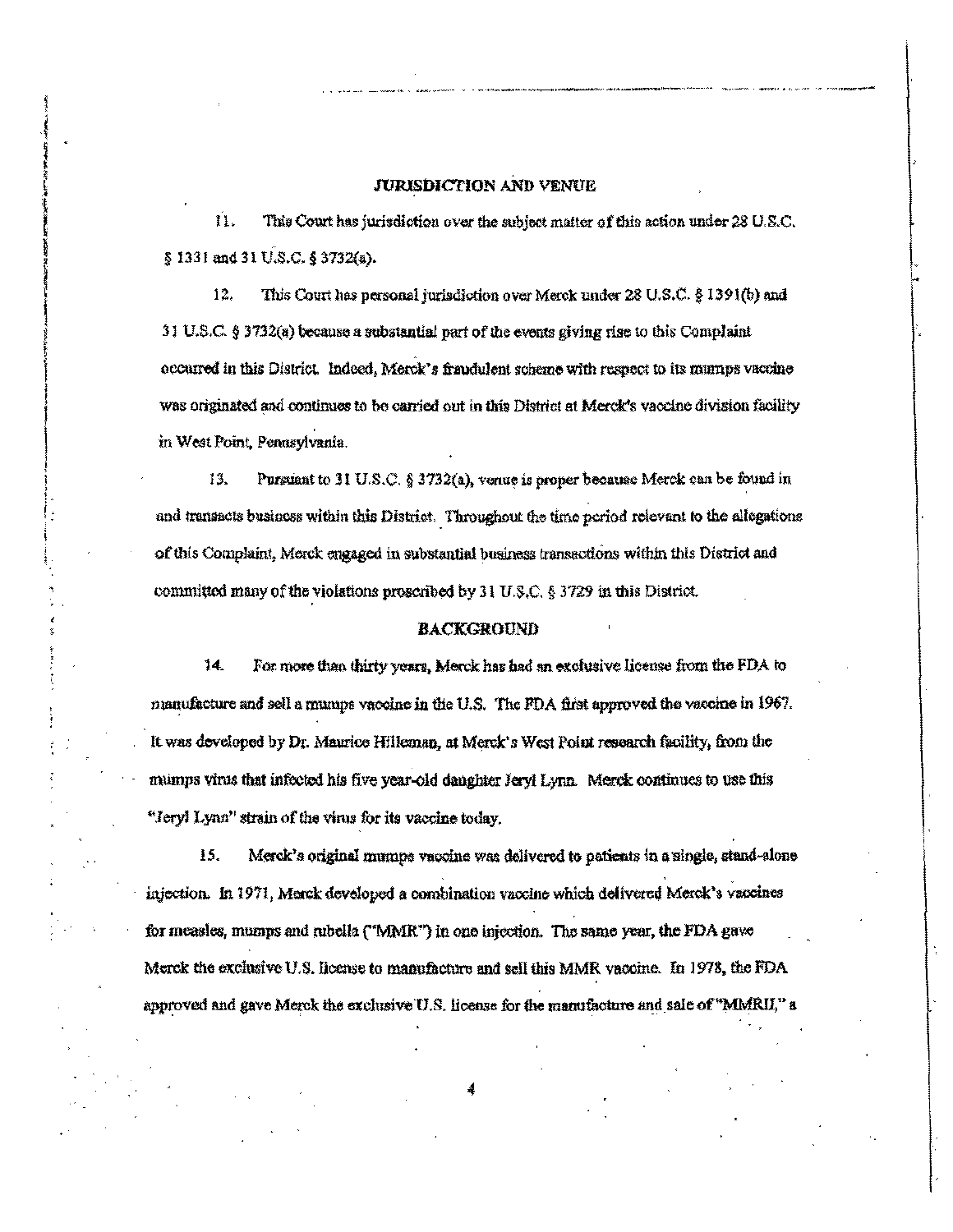## JURISDICTION AND VENUE

11. This Court has jurisdiction over the subject matter of this action under 28 U.S.C. § 1331 and 31 U.S.C. § 3732(a).

12. This Court has personal jurisdiction over Merck under 28 U.S.C. § 1391(b) and 31 U.S.C. § 3732(a) because a substantial part of the events giving rise to this Complaint occurred in this District. Indeed, Merck's fraudulent scheme with respect to its mumps vaccine was originated and continues to be carried out in this District at Merck's vaccine division facility in West Point, Pennsylvania.

13. Pursuant to 31 U.S.C. § 3732(a), venue is proper because Merck can be found in and transacts business within this District. Throughout the time period relevant to the allegations of this Complaint, Merck engaged in substantial business transactions within this District and committed many of the violations proscribed by 31 U.S.C. § 3729 in this District.

## BACKGROUND

14. For more than thirty years, Merck has had an exclusive license from the FDA to manufacture and sell a mumps vaccine in the U.S. The FDA first approved the vaccine in 1967. It was developed by Dr. Maurice Hilleman, at Merck's West Point research facility, from the mumps virus that infected his five year-old daughter Jeryl Lynn. Merck continues to use this "Jeryl Lynn" strain of the virus for its vaccine today.

15. Merck's original mumps vaccine was delivered to patients in a single, stand-alone injection. In 1971, Merck developed a combination vaccine which delivered Merck's vaccines for measles, mumps and rubella ("MMR") in one injection. The same year, the FDA gave Merck the exclusive U.S. license to manufacture and sell this MMR vaccine. In 1978, the FDA approved and gave Merck the exclusive U.S. license for the manufacture and sale of "MMRII," a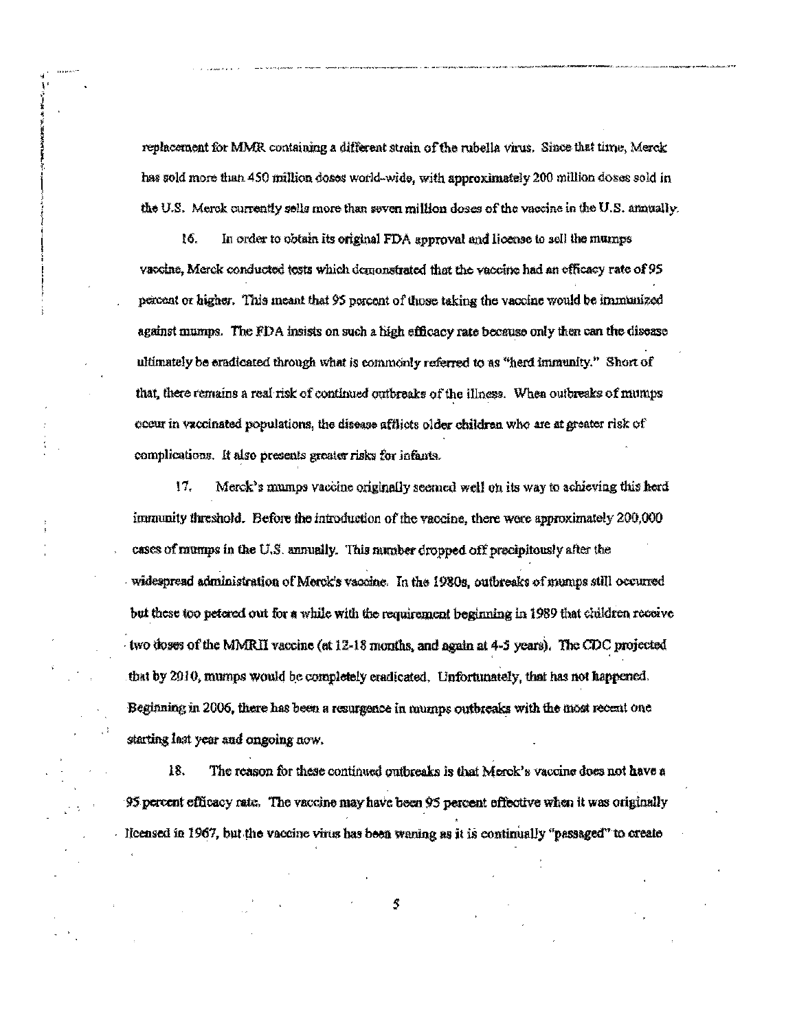replacement for MMR containing a different strain of the rubella virus. Since that time, Merck has sold more than 450 million doses world-wide, with approximately 200 million doses sold in the U.S. Merck currently sells more than seven million doses of the vaccine in the U.S. annually.

16. In order to obtain its original FDA approval and license to sell the mumps vaccine, Merck conducted tests which demonstrated that the vaccine had an efficacy rate of 95 percent or higher. This meant that 95 percent of those taking the vaccine would be immunized against mumps. The FDA insists on such a high efficacy rate because only then can the disease ultimately be eradicated through what is commonly referred to as "herd immunity." Short of that, there remains a real risk of continued outbreaks of the illness. When outbreaks of mumps occur in vaccinated populations, the disease afflicts older children who are at greater risk of complications. It also presents greater risks for infants.

17. Merck's mumps vaccine originally seemed well on its way to achieving this herd immunity threshold. Before the introduction of the vaccine, there were approximately 200,000 cases of mumps in the U.S. annually. This number dropped off precipitously after the widespread administration of Merck's vaccine. In the 1980s, outbreaks of mumps still occurred but these too petered out for a while with the requirement beginning in 1989 that children receive two doses of the MMRII vaccine (at 12-18 months, and again at 4-5 years). The CDC projected that by 2010, mumps would be completely eradicated. Unfortunately, that has not happened. Beginning in 2006, there has been a resurgence in mumps outbreaks with the most recent one starting last year and ongoing now.

18. The reason for these continued outbreaks is that Merck's vaccine does not have a 95 percent efficacy rate. The vaccine may have been 95 percent effective when it was originally licensed in 1967, but the vaccine virus has been waning as it is continually "passaged" to create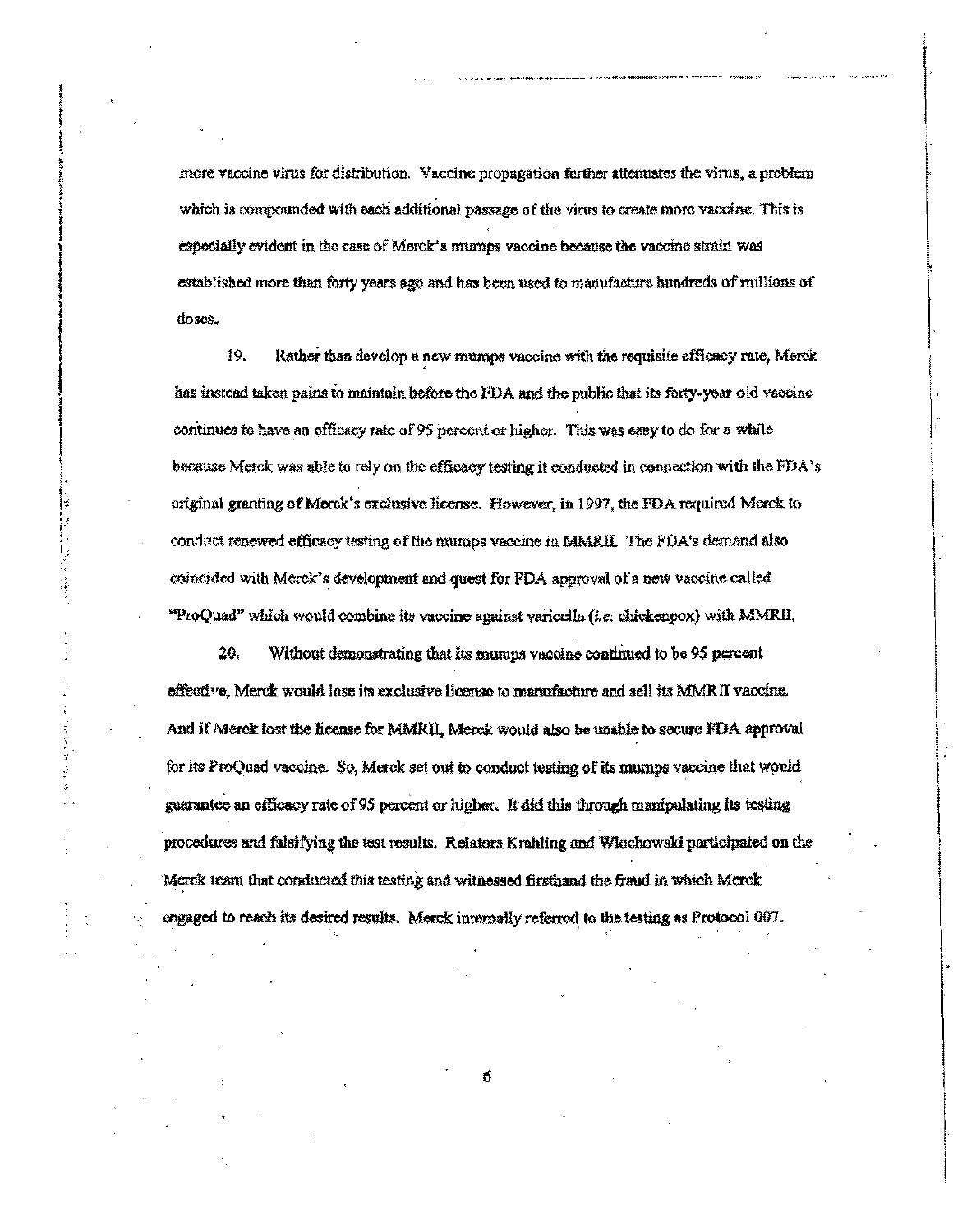more vaccine virus for distribution. Vaccine propagation further attenuates the virus, a problem which is compounded with each additional passage of the virus to create more vaccine. This is especially evident in the case of Merck's mumps vaccine because the vaccine strain was established more than forty years ago and has been used to manufacture hundreds of millions of doses.

19. Rather than develop a new mumps vaccine with the requisite efficacy rate, Merck has instead taken pains to maintain before the FDA and the public that its forty-year old vaccine continues to have an efficacy rate of 95 percent or higher. This was easy to do for a while because Merck was able to rely on the efficacy testing it conducted in connection with the FDA's original granting of Merck's exclusive license. However, in 1997, the FDA required Merck to conduct renewed efficacy testing of the mumps vaccine in MMRII. The FDA's demand also coincided with Merck's development and quest for FDA approval of a new vaccine called "ProQuad" which would combine its vaccine against varicella (*i.e.* chickenpox) with MMRII.

20. Without demonstrating that its mumps vaccine continued to be 95 percent effective, Merck would lose its exclusive license to manufacture and sell its MMRII vaccine. And if Merck lost the license for MMRII, Merck would also be unable to secure FDA approval for its ProQuad vaccine. So, Merck set out to conduct testing of its mumps vaccine that would guarantee an efficacy rate of 95 percent or higher. It did this through manipulating its testing procedures and falsifying the test results. Relators Krahling and Wlochowski participated on the Merck team that conducted this testing and witnessed firsthand the fraud in which Merck engaged to reach its desired results. Merck internally referred to the testing as Protocol 007.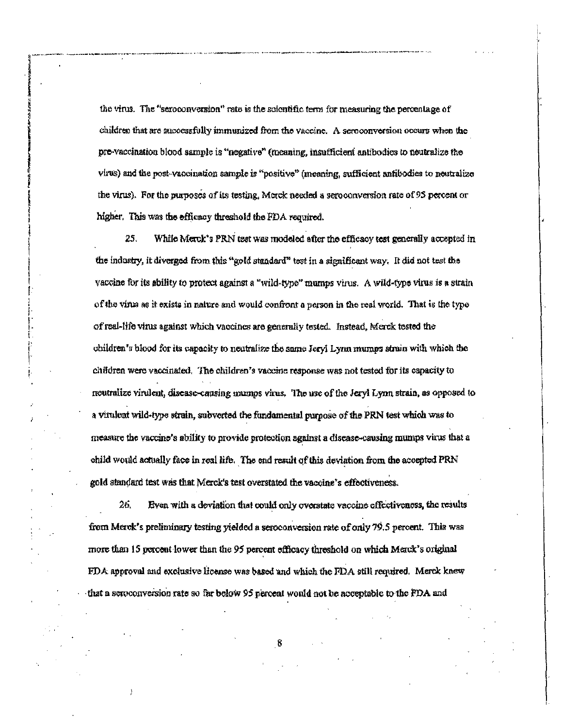the virus. The "seroconversion" rate is the scientific term for measuring the percentage of children that are successfully immunized from the vaccine. A seroconversion occurs when the pre-vaccination blood sample is "negative" (meaning, insufficient antibodies to neutralize the virus) and the post-vaccination sample is "positive" (meaning, sufficient antibodies to neutralize the virus). For the purposes of its testing, Merck needed a seroconversion rate of 95 percent or higher. This was the efficacy threshold the FDA required.

25. While Merck's PRN test was modeled after the efficacy test generally accepted in the industry, it diverged from this "gold standard" test in a significant way. It did not test the vaccine for its ability to protect against a "wild-type" mumps virus. A wild-type virus is a strain of the virus as it exists in nature and would confront a person in the real world. That is the type of real-life virus against which vaccines are generally tested. Instead, Merck tested the children's blood for its capacity to neutralize the same Jeryl Lynn mumps strain with which the children were vaccinated. The children's vaccine response was not tested for its capacity to neutralize virulent, disease-causing mumps virus. The use of the Jeryl Lynn strain, as opposed to a virulent wild-type strain, subverted the fundamental purpose of the PRN test which was to measure the vaccine's ability to provide protection against a disease-causing mumps virus that a child would actually face in real life. The end result of this deviation from the accepted PRN gold standard test was that Merck's test overstated the vaccine's effectiveness.

26. Even with a deviation that could only overstate vaccine effectiveness, the results from Merck's preliminary testing yielded a seroconversion rate of only 79.5 percent. This was more than 15 percent lower than the 95 percent efficacy threshold on which Merck's original FDA approval and exclusive license was based and which the FDA still required. Merck knew that a seroconversion rate so far below 95 percent would not be acceptable to the FDA and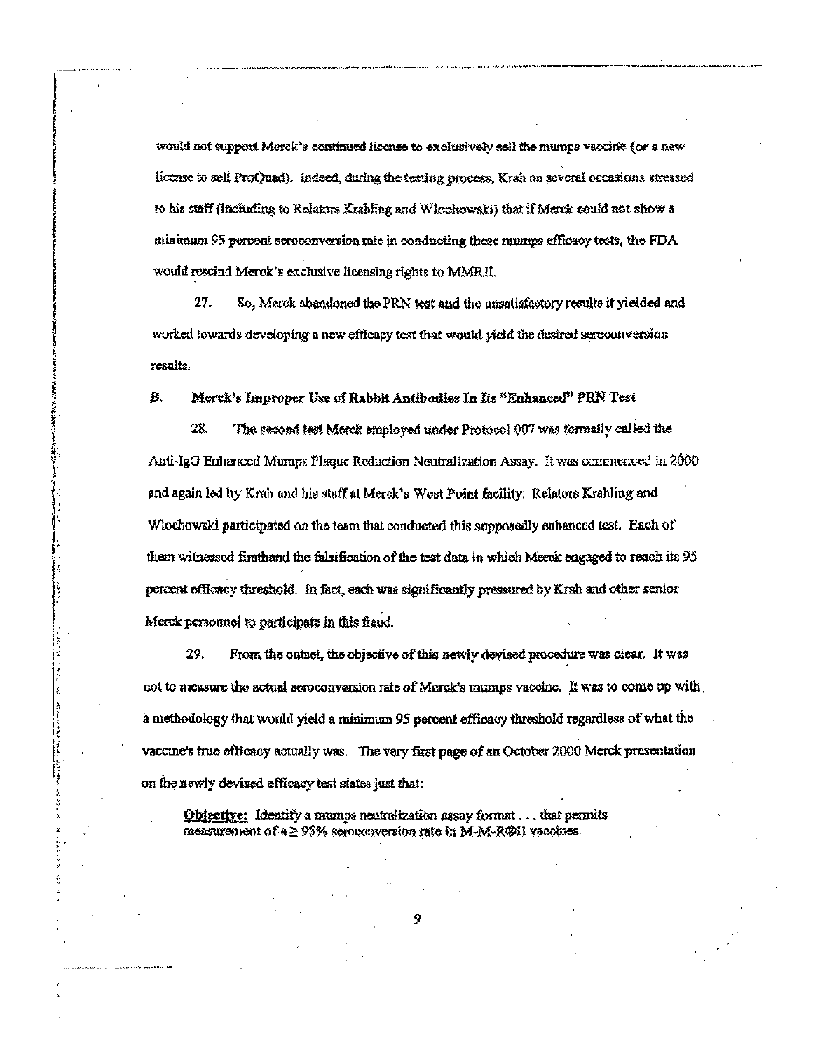would not support Merck's continued license to exclusively sell the mumps vaccine (or a new license to sell ProQuad). Indeed, during the testing process, Krah on several occasions stressed to his staff (including to Relators Krahling and Wlochowski) that if Merck could not show a minimum 95 percent seroconversion rate in conducting these mumps efficacy tests, the FDA would rescind Merck's exclusive licensing rights to MMRII.

27. So, Merck abandoned the PRN test and the unsatisfactory results it yielded and worked towards developing a new efficacy test that would yield the desired seroconversion results.

**B. Merck's Improper Use of Rabbit Antibodies In Its "Enhanced" PRN Test**

28. The second test Merck employed under Protocol 007 was formally called the Anti-IgG Enhanced Mumps Plaque Reduction Neutralization Assay. It was commenced in 2000 and again led by Krah and his staff at Merck's West Point facility. Relators Krahling and Wlochowski participated on the team that conducted this supposedly enhanced test. Each of them witnessed firsthand the falsification of the test data in which Merck engaged to reach its 95 percent efficacy threshold. In fact, each was significantly pressured by Krah and other senior Merck personnel to participate in this fraud.

29. From the outset, the objective of this newly devised procedure was clear. It was not to measure the actual seroconversion rate of Merck's mumps vaccine. It was to come up with a methodology that would yield a minimum 95 percent efficacy threshold regardless of what the vaccine's true efficacy actually was. The very first page of an October 2000 Merck presentation on the newly devised efficacy test states just that:

> **Objective:** Identify a mumps neutralization assay format . . . that permits measurement of a ≥ 95% seroconversion rate in M-M-R®II vaccines.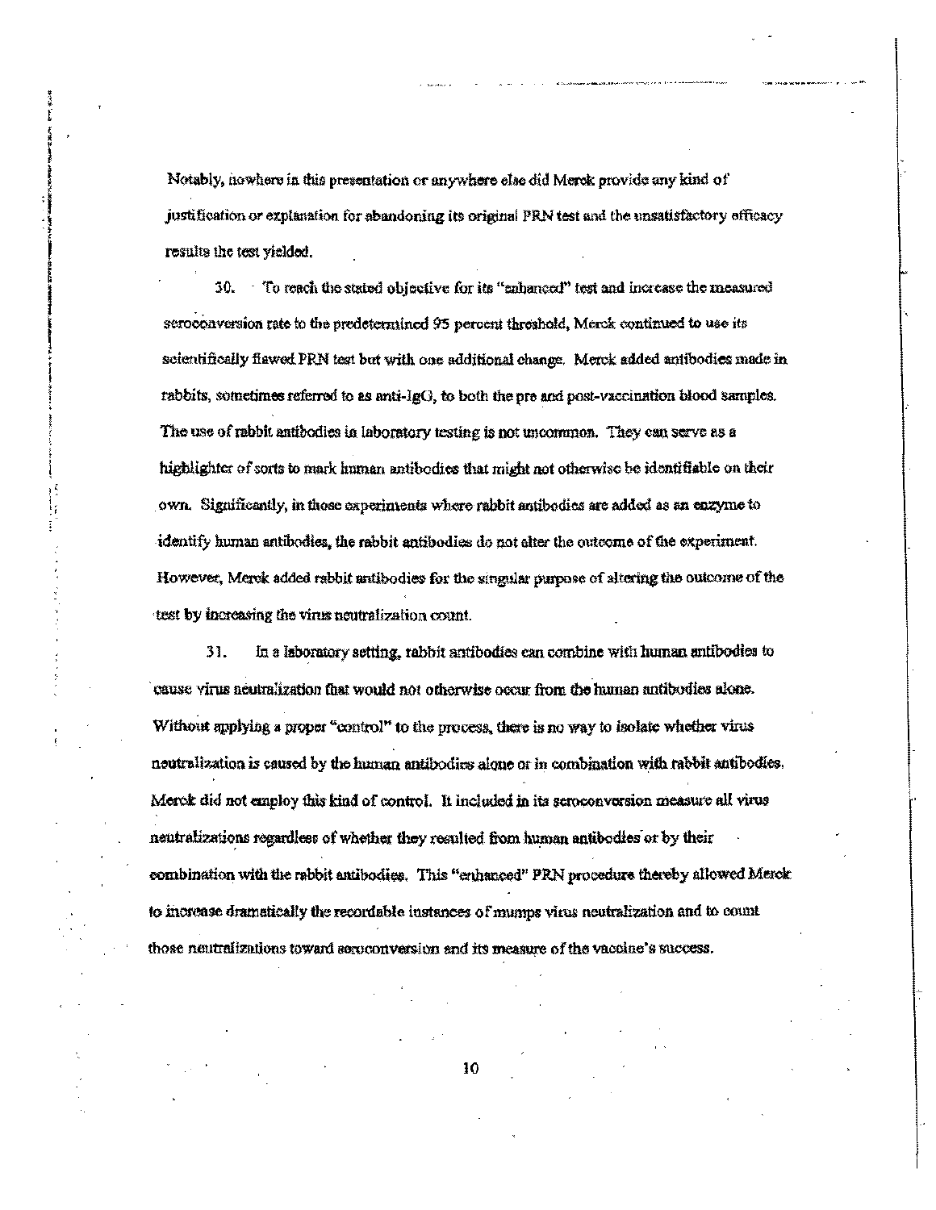Notably, nowhere in this presentation or anywhere else did Merck provide any kind of justification or explanation for abandoning its original PRN test and the unsatisfactory efficacy results the test yielded.

30. To reach the stated objective for its "enhanced" test and increase the measured seroconversion rate to the predetermined 95 percent threshold, Merck continued to use its scientifically flawed PRN test but with one additional change. Merck added antibodies made in rabbits, sometimes referred to as anti-IgG, to both the pre and post-vaccination blood samples. The use of rabbit antibodies in laboratory testing is not uncommon. They can serve as a highlighter of sorts to mark human antibodies that might not otherwise be identifiable on their own. Significantly, in those experiments where rabbit antibodies are added as an enzyme to identify human antibodies, the rabbit antibodies do not alter the outcome of the experiment. However, Merck added rabbit antibodies for the singular purpose of altering the outcome of the test by increasing the virus neutralization count.

31. In a laboratory setting, rabbit antibodies can combine with human antibodies to cause virus neutralization that would not otherwise occur from the human antibodies alone. Without applying a proper "control" to the process, there is no way to isolate whether virus neutralization is caused by the human antibodies alone or in combination with rabbit antibodies. Merck did not employ this kind of control. It included in its seroconversion measure all virus neutralizations regardless of whether they resulted from human antibodies or by their combination with the rabbit antibodies. This "enhanced" PRN procedure thereby allowed Merck to increase dramatically the recordable instances of mumps virus neutralization and to count those neutralizations toward seroconversion and its measure of the vaccine's success.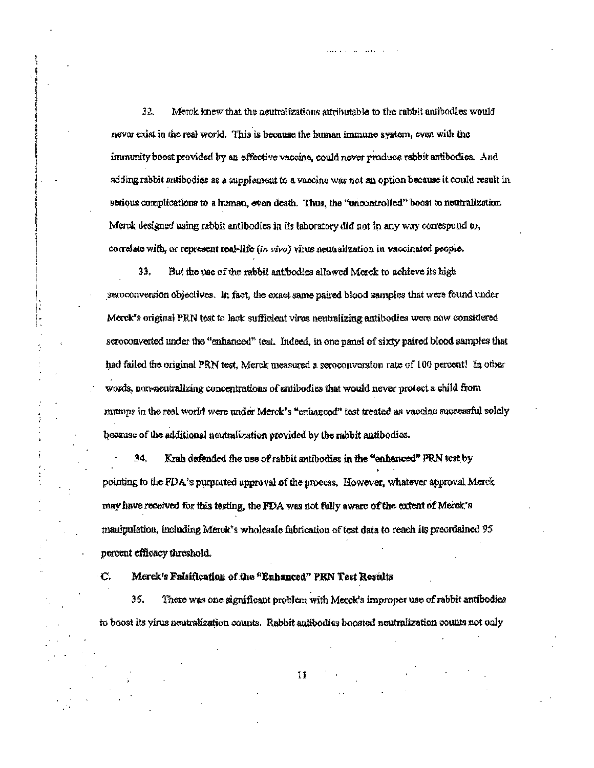32. Merck knew that the neutralizations attributable to the rabbit antibodies would never exist in the real world. This is because the human immune system, even with the immunity boost provided by an effective vaccine, could never produce rabbit antibodies. And adding rabbit antibodies as a supplement to a vaccine was not an option because it could result in serious complications to a human, even death. Thus, the "uncontrolled" boost to neutralization Merck designed using rabbit antibodies in its laboratory did not in any way correspond to, correlate with, or represent real-life (*in vivo*) virus neutralization in vaccinated people.

33. But the use of the rabbit antibodies allowed Merck to achieve its high seroconversion objectives. In fact, the exact same paired blood samples that were found under Merck's original PRN test to lack sufficient virus neutralizing antibodies were now considered seroconverted under the "enhanced" test. Indeed, in one panel of sixty paired blood samples that had failed the original PRN test, Merck measured a seroconversion rate of 100 percent! In other words, non-neutralizing concentrations of antibodies that would never protect a child from mumps in the real world were under Merck's "enhanced" test treated as vaccine successful solely because of the additional neutralization provided by the rabbit antibodies.

34. Krah defended the use of rabbit antibodies in the "enhanced" PRN test by pointing to the FDA's purported approval of the process. However, whatever approval Merck may have received for this testing, the FDA was not fully aware of the extent of Merck's manipulation, including Merck's wholesale fabrication of test data to reach its preordained 95 percent efficacy threshold.

## C. Merck's Falsification of the "Enhanced" PRN Test Results

35. There was one significant problem with Merck's improper use of rabbit antibodies to boost its virus neutralization counts. Rabbit antibodies boosted neutralization counts not only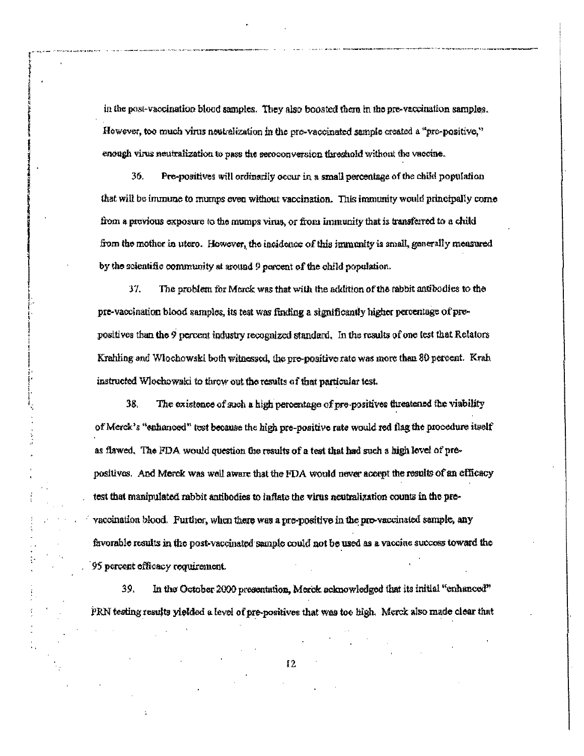in the post-vaccination blood samples. They also boosted them in the pre-vaccination samples. However, too much virus neutralization in the pre-vaccinated sample created a "pre-positive," enough virus neutralization to pass the seroconversion threshold without the vaccine.

36. Pre-positives will ordinarily occur in a small percentage of the child population that will be immune to mumps even without vaccination. This immunity would principally come from a previous exposure to the mumps virus, or from immunity that is transferred to a child from the mother in utero. However, the incidence of this immunity is small, generally measured by the scientific community at around 9 percent of the child population.

37. The problem for Merck was that with the addition of the rabbit antibodies to the pre-vaccination blood samples, its test was finding a significantly higher percentage of pre-positives than the 9 percent industry recognized standard. In the results of one test that Relators Krahling and Wlochowski both witnessed, the pre-positive rate was more than 80 percent. Krah instructed Wlochowski to throw out the results of that particular test.

38. The existence of such a high percentage of pre-positives threatened the viability of Merck's "enhanced" test because the high pre-positive rate would red flag the procedure itself as flawed. The FDA would question the results of a test that had such a high level of pre-positives. And Merck was well aware that the FDA would never accept the results of an efficacy test that manipulated rabbit antibodies to inflate the virus neutralization counts in the pre-vaccination blood. Further, when there was a pre-positive in the pre-vaccinated sample, any favorable results in the post-vaccinated sample could not be used as a vaccine success toward the 95 percent efficacy requirement.

39. In the October 2000 presentation, Merck acknowledged that its initial "enhanced" PRN testing results yielded a level of pre-positives that was too high. Merck also made clear that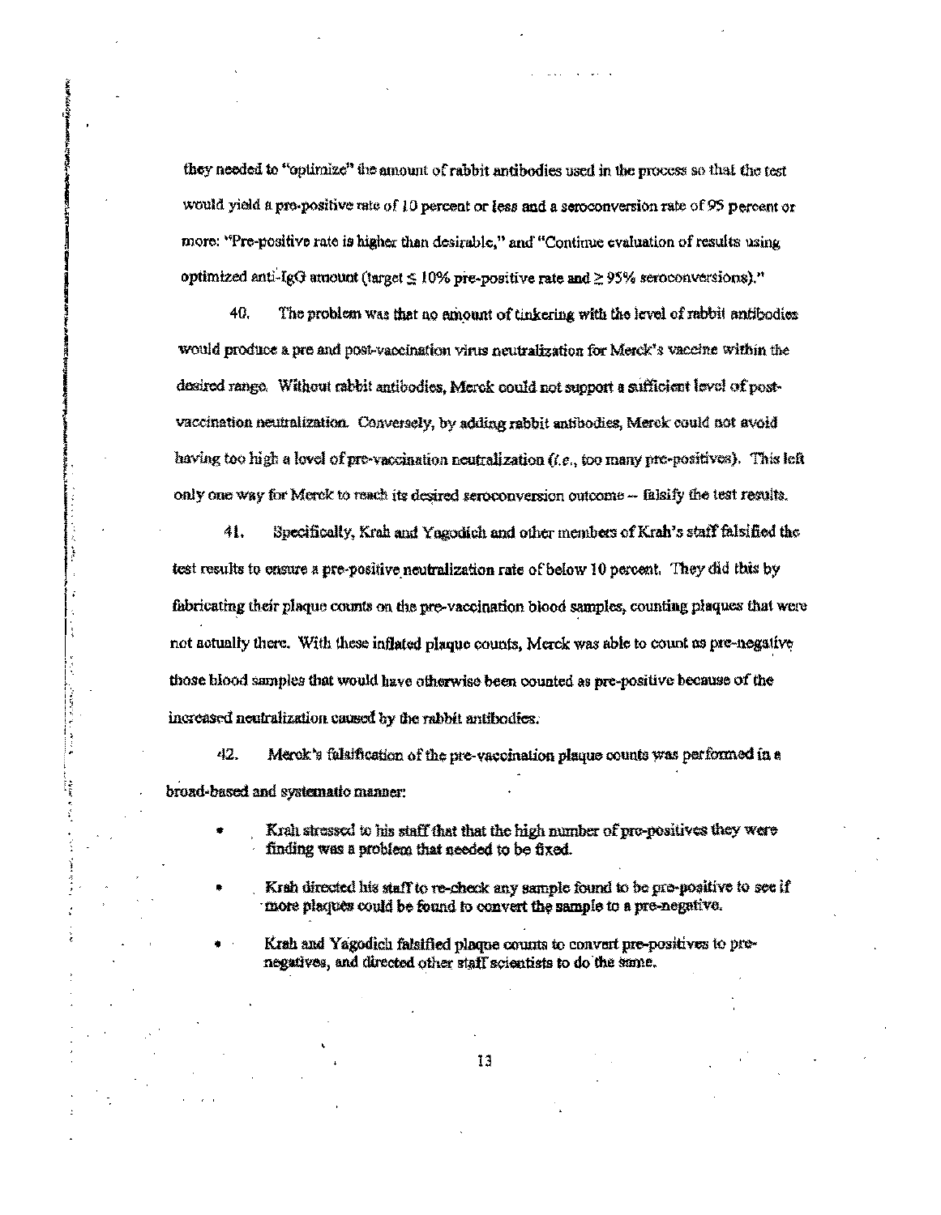they needed to "optimize" the amount of rabbit antibodies used in the process so that the test would yield a pre-positive rate of 10 percent or less and a seroconversion rate of 95 percent or more: "Pre-positive rate is higher than desirable," and "Continue evaluation of results using optimized anti-IgG amount (target ≤ 10% pre-positive rate and ≥ 95% seroconversions)."

40. The problem was that no amount of tinkering with the level of rabbit antibodies would produce a pre and post-vaccination virus neutralization for Merck's vaccine within the desired range. Without rabbit antibodies, Merck could not support a sufficient level of post-vaccination neutralization. Conversely, by adding rabbit antibodies, Merck could not avoid having too high a level of pre-vaccination neutralization (*i.e.*, too many pre-positives). This left only one way for Merck to reach its desired seroconversion outcome -- falsify the test results.

41. Specifically, Krah and Yagodich and other members of Krah's staff falsified the test results to ensure a pre-positive neutralization rate of below 10 percent. They did this by fabricating their plaque counts on the pre-vaccination blood samples, counting plaques that were not actually there. With these inflated plaque counts, Merck was able to count as pre-negative those blood samples that would have otherwise been counted as pre-positive because of the increased neutralization caused by the rabbit antibodies.

42. Merck's falsification of the pre-vaccination plaque counts was performed in a broad-based and systematic manner:

- Krah stressed to his staff that that the high number of pre-positives they were finding was a problem that needed to be fixed.
- Krah directed his staff to re-check any sample found to be pre-positive to see if more plaques could be found to convert the sample to a pre-negative.
- Krah and Yagodich falsified plaque counts to convert pre-positives to pre-negatives, and directed other staff scientists to do the same.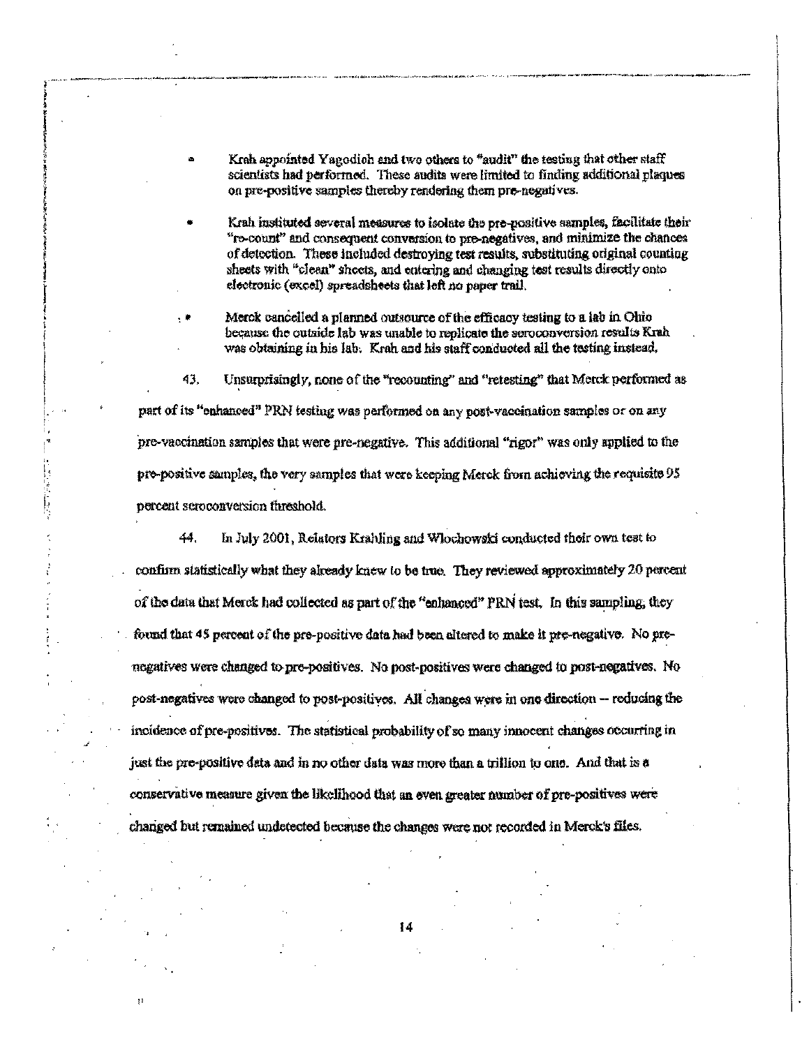- Krah appointed Yagodich and two others to "audit" the testing that other staff scientists had performed. These audits were limited to finding additional plaques on pre-positive samples thereby rendering them pre-negatives.

- Krah instituted several measures to isolate the pre-positive samples, facilitate their "re-count" and consequent conversion to pre-negatives, and minimize the chances of detection. These included destroying test results, substituting original counting sheets with "clean" sheets, and entering and changing test results directly onto electronic (excel) spreadsheets that left no paper trail.

- Merck cancelled a planned outsource of the efficacy testing to a lab in Ohio because the outside lab was unable to replicate the seroconversion results Krah was obtaining in his lab. Krah and his staff conducted all the testing instead.

43. Unsurprisingly, none of the "recounting" and "retesting" that Merck performed as part of its "enhanced" PRN testing was performed on any post-vaccination samples or on any pre-vaccination samples that were pre-negative. This additional "rigor" was only applied to the pre-positive samples, the very samples that were keeping Merck from achieving the requisite 95 percent seroconversion threshold.

44. In July 2001, Relators Krahling and Wlochowski conducted their own test to confirm statistically what they already knew to be true. They reviewed approximately 20 percent of the data that Merck had collected as part of the "enhanced" PRN test. In this sampling, they found that 45 percent of the pre-positive data had been altered to make it pre-negative. No pre-negatives were changed to pre-positives. No post-positives were changed to post-negatives. No post-negatives were changed to post-positives. All changes were in one direction -- reducing the incidence of pre-positives. The statistical probability of so many innocent changes occurring in just the pre-positive data and in no other data was more than a trillion to one. And that is a conservative measure given the likelihood that an even greater number of pre-positives were changed but remained undetected because the changes were not recorded in Merck's files.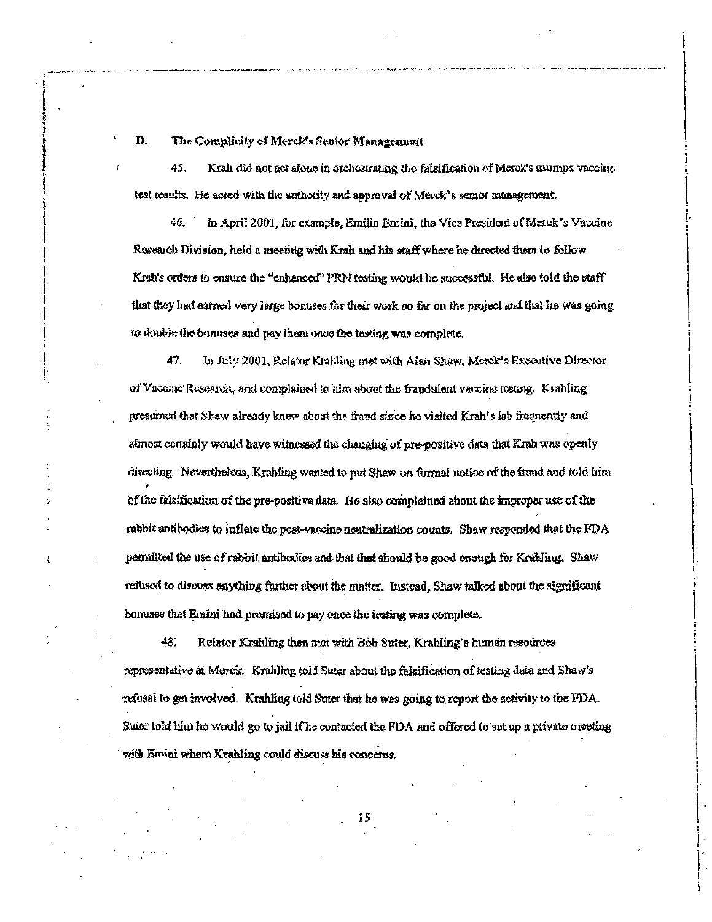### D. The Complicity of Merck's Senior Management

45. Krah did not act alone in orchestrating the falsification of Merck's mumps vaccine test results. He acted with the authority and approval of Merck's senior management.

46. In April 2001, for example, Emilio Emini, the Vice President of Merck's Vaccine Research Division, held a meeting with Krah and his staff where he directed them to follow Krah's orders to ensure the "enhanced" PRN testing would be successful. He also told the staff that they had earned very large bonuses for their work so far on the project and that he was going to double the bonuses and pay them once the testing was complete.

47. In July 2001, Relator Krahling met with Alan Shaw, Merck's Executive Director of Vaccine Research, and complained to him about the fraudulent vaccine testing. Krahling presumed that Shaw already knew about the fraud since he visited Krah's lab frequently and almost certainly would have witnessed the changing of pre-positive data that Krah was openly directing. Nevertheless, Krahling wanted to put Shaw on formal notice of the fraud and told him of the falsification of the pre-positive data. He also complained about the improper use of the rabbit antibodies to inflate the post-vaccine neutralization counts. Shaw responded that the FDA permitted the use of rabbit antibodies and that that should be good enough for Krahling. Shaw refused to discuss anything further about the matter. Instead, Shaw talked about the significant bonuses that Emini had promised to pay once the testing was complete.

48. Relator Krahling then met with Bob Suter, Krahling's human resources representative at Merck. Krahling told Suter about the falsification of testing data and Shaw's refusal to get involved. Krahling told Suter that he was going to report the activity to the FDA. Suter told him he would go to jail if he contacted the FDA and offered to set up a private meeting with Emini where Krahling could discuss his concerns.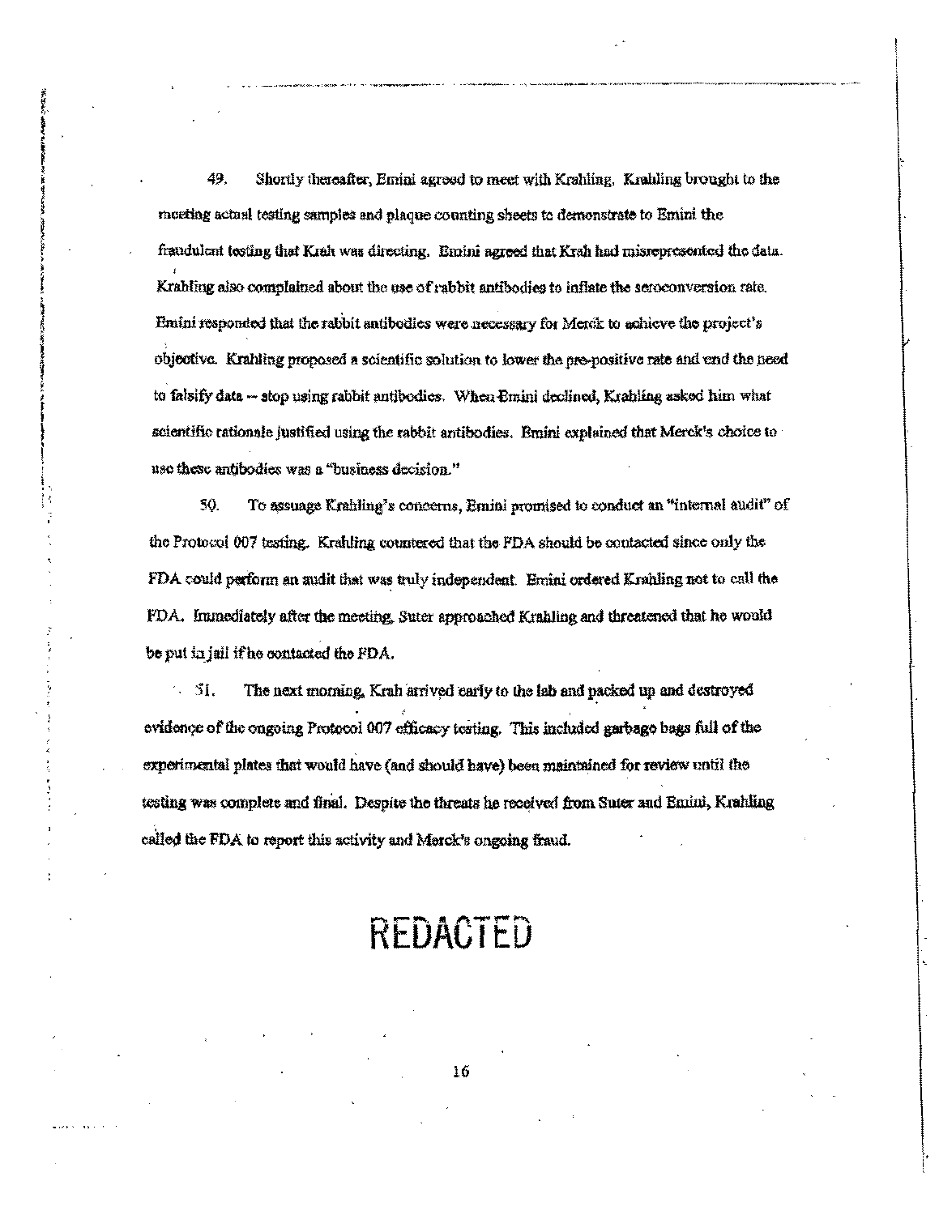49. Shortly thereafter, Emini agreed to meet with Krahling. Krahling brought to the meeting actual testing samples and plaque counting sheets to demonstrate to Emini the fraudulent testing that Krah was directing. Emini agreed that Krah had misrepresented the data. Krahling also complained about the use of rabbit antibodies to inflate the seroconversion rate. Emini responded that the rabbit antibodies were necessary for Merck to achieve the project's objective. Krahling proposed a scientific solution to lower the pre-positive rate and end the need to falsify data -- stop using rabbit antibodies. When Emini declined, Krahling asked him what scientific rationale justified using the rabbit antibodies. Emini explained that Merck's choice to use these antibodies was a "business decision."

50. To assuage Krahling's concerns, Emini promised to conduct an "internal audit" of the Protocol 007 testing. Krahling countered that the FDA should be contacted since only the FDA could perform an audit that was truly independent. Emini ordered Krahling not to call the FDA. Immediately after the meeting, Suter approached Krahling and threatened that he would be put in jail if he contacted the FDA.

51. The next morning, Krah arrived early to the lab and packed up and destroyed evidence of the ongoing Protocol 007 efficacy testing. This included garbage bags full of the experimental plates that would have (and should have) been maintained for review until the testing was complete and final. Despite the threats he received from Suter and Emini, Krahling called the FDA to report this activity and Merck's ongoing fraud.

REDACTED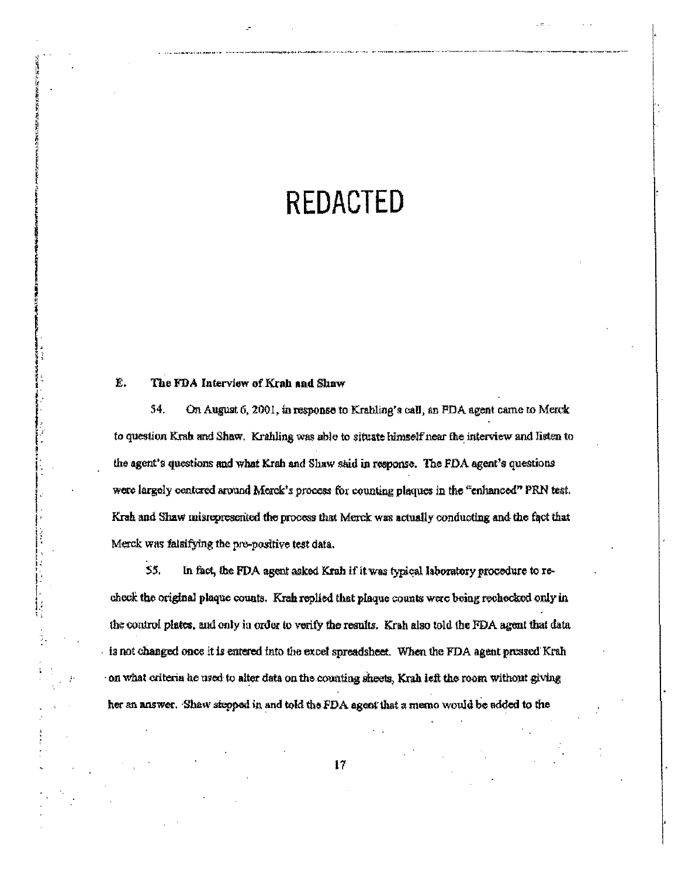# REDACTED

**E. The FDA Interview of Krah and Shaw**

54. On August 6, 2001, in response to Krahling's call, an FDA agent came to Merck to question Krah and Shaw. Krahling was able to situate himself near the interview and listen to the agent's questions and what Krah and Shaw said in response. The FDA agent's questions were largely centered around Merck's process for counting plaques in the "enhanced" PRN test. Krah and Shaw misrepresented the process that Merck was actually conducting and the fact that Merck was falsifying the pre-positive test data.

55. In fact, the FDA agent asked Krah if it was typical laboratory procedure to re-check the original plaque counts. Krah replied that plaque counts were being rechecked only in the control plates, and only in order to verify the results. Krah also told the FDA agent that data is not changed once it is entered into the excel spreadsheet. When the FDA agent pressed Krah on what criteria he used to alter data on the counting sheets, Krah left the room without giving her an answer. Shaw stepped in and told the FDA agent that a memo would be added to the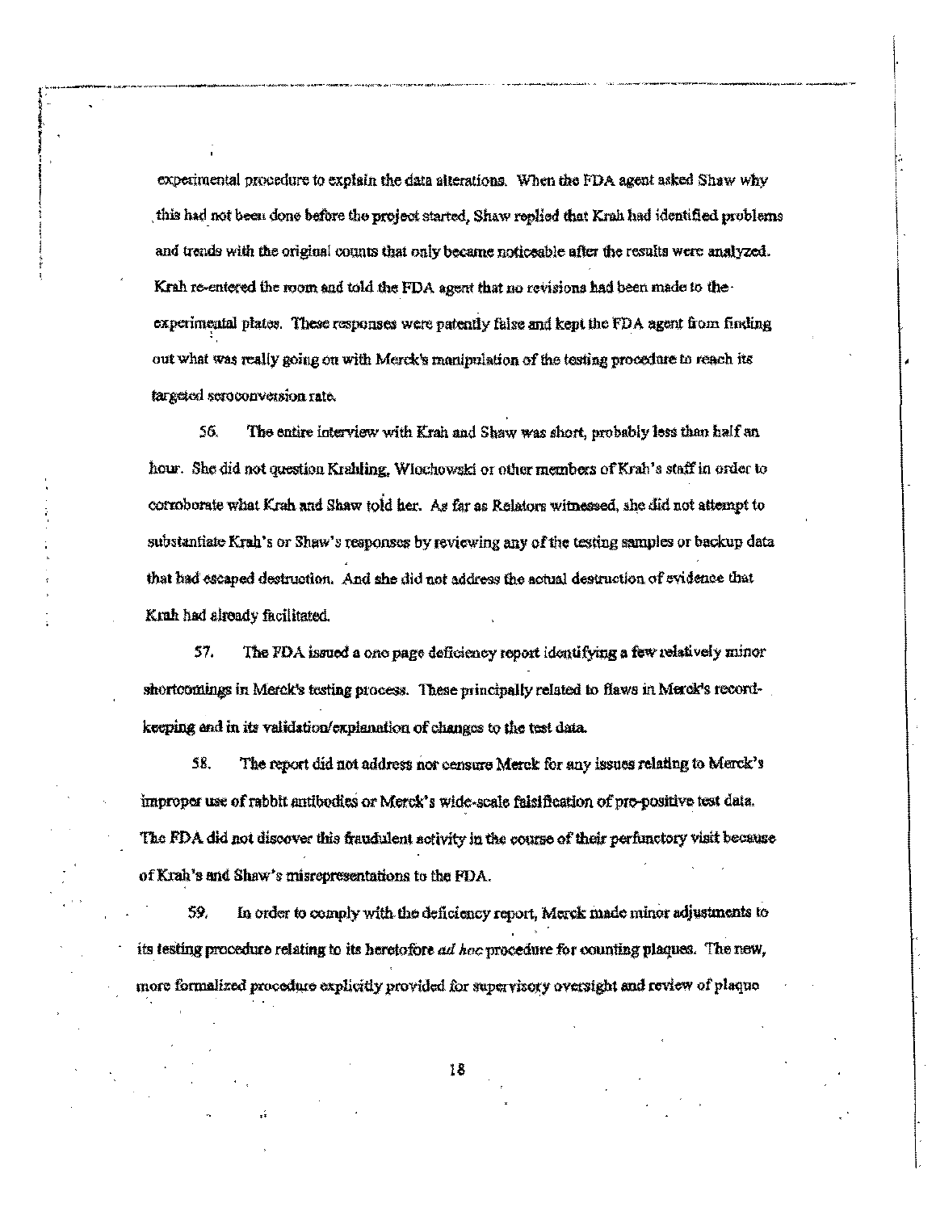experimental procedure to explain the data alterations. When the FDA agent asked Shaw why this had not been done before the project started, Shaw replied that Krah had identified problems and trends with the original counts that only became noticeable after the results were analyzed. Krah re-entered the room and told the FDA agent that no revisions had been made to the experimental plates. These responses were patently false and kept the FDA agent from finding out what was really going on with Merck's manipulation of the testing procedure to reach its targeted seroconversion rate.

56. The entire interview with Krah and Shaw was short, probably less than half an hour. She did not question Krahling, Wlochowski or other members of Krah's staff in order to corroborate what Krah and Shaw told her. As far as Relators witnessed, she did not attempt to substantiate Krah's or Shaw's responses by reviewing any of the testing samples or backup data that had escaped destruction. And she did not address the actual destruction of evidence that Krah had already facilitated.

57. The FDA issued a one page deficiency report identifying a few relatively minor shortcomings in Merck's testing process. These principally related to flaws in Merck's record-keeping and in its validation/explanation of changes to the test data.

58. The report did not address nor censure Merck for any issues relating to Merck's improper use of rabbit antibodies or Merck's wide-scale falsification of pre-positive test data. The FDA did not discover this fraudulent activity in the course of their perfunctory visit because of Krah's and Shaw's misrepresentations to the FDA.

59. In order to comply with the deficiency report, Merck made minor adjustments to its testing procedure relating to its heretofore *ad hoc* procedure for counting plaques. The new, more formalized procedure explicitly provided for supervisory oversight and review of plaque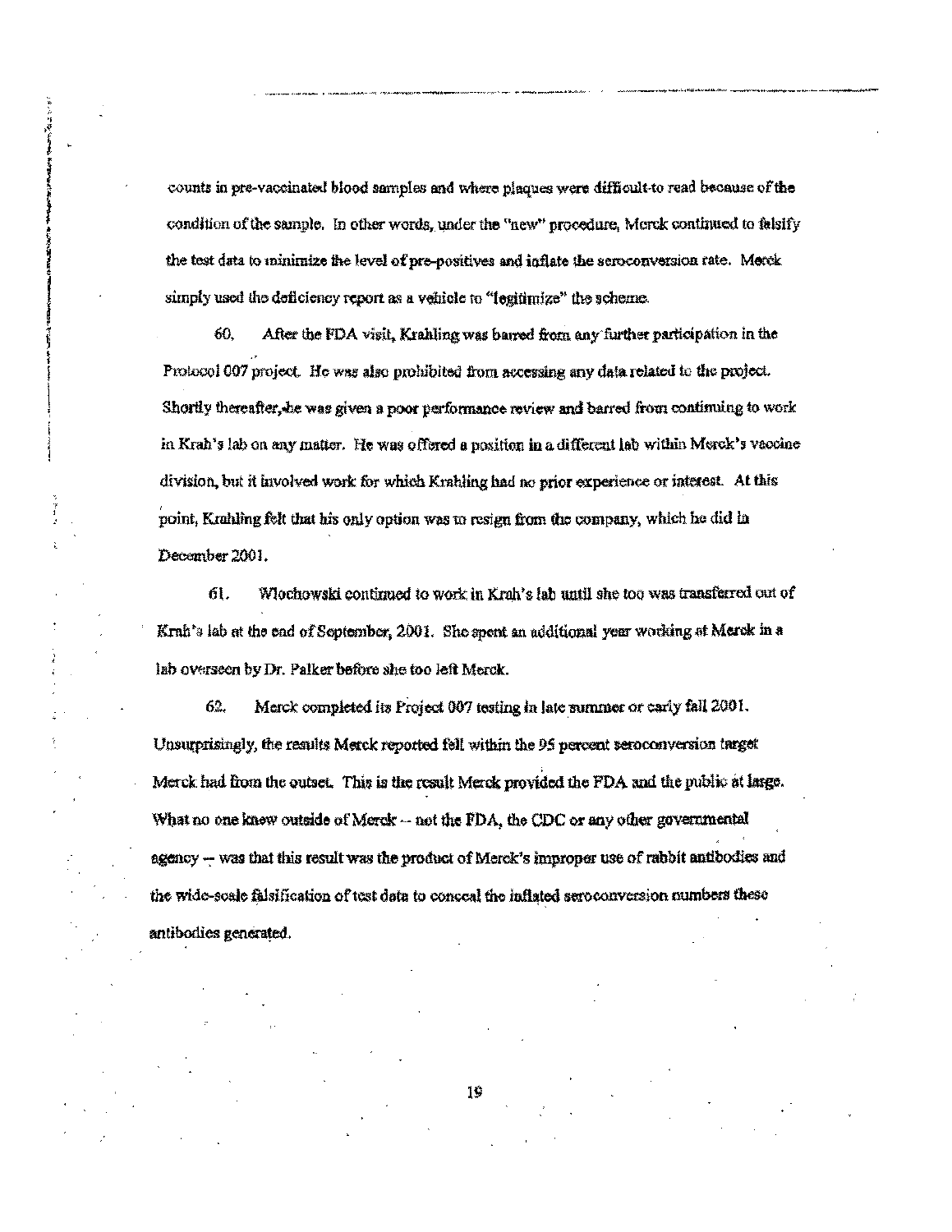counts in pre-vaccinated blood samples and where plaques were difficult-to read because of the condition of the sample. In other words, under the "new" procedure, Merck continued to falsify the test data to minimize the level of pre-positives and inflate the seroconversion rate. Merck simply used the deficiency report as a vehicle to "legitimize" the scheme.

60. After the FDA visit, Krahling was barred from any further participation in the Protocol 007 project. He was also prohibited from accessing any data related to the project. Shortly thereafter, he was given a poor performance review and barred from continuing to work in Krah's lab on any matter. He was offered a position in a different lab within Merck's vaccine division, but it involved work for which Krahling had no prior experience or interest. At this point, Krahling felt that his only option was to resign from the company, which he did in December 2001.

61. Wlochowski continued to work in Krah's lab until she too was transferred out of Krah's lab at the end of September, 2001. She spent an additional year working at Merck in a lab overseen by Dr. Palker before she too left Merck.

62. Merck completed its Project 007 testing in late summer or early fall 2001. Unsurprisingly, the results Merck reported fell within the 95 percent seroconversion target Merck had from the outset. This is the result Merck provided the FDA and the public at large. What no one knew outside of Merck -- not the FDA, the CDC or any other governmental agency -- was that this result was the product of Merck's improper use of rabbit antibodies and the wide-scale falsification of test data to conceal the inflated seroconversion numbers these antibodies generated.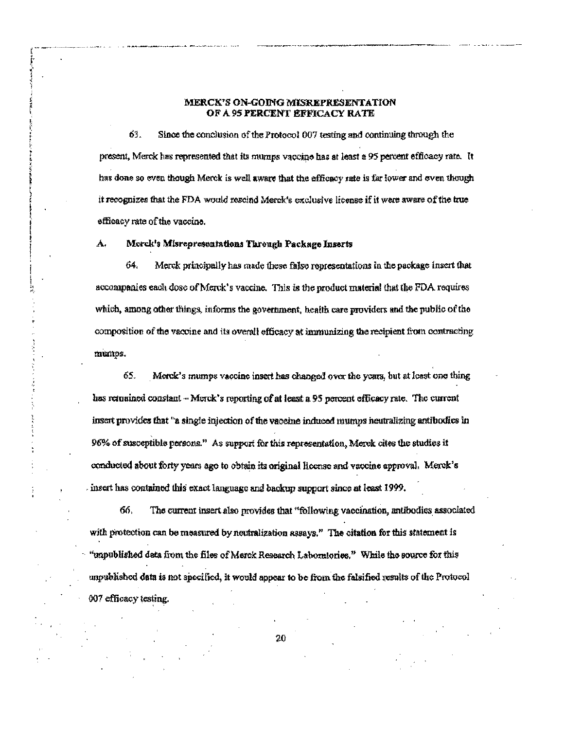## MERCK'S ON-GOING MISREPRESENTATION OF A 95 PERCENT EFFICACY RATE

63. Since the conclusion of the Protocol 007 testing and continuing through the present, Merck has represented that its mumps vaccine has at least a 95 percent efficacy rate. It has done so even though Merck is well aware that the efficacy rate is far lower and even though it recognizes that the FDA would rescind Merck's exclusive license if it were aware of the true efficacy rate of the vaccine.

### A. Merck's Misrepresentations Through Package Inserts

64. Merck principally has made these false representations in the package insert that accompanies each dose of Merck's vaccine. This is the product material that the FDA requires which, among other things, informs the government, health care providers and the public of the composition of the vaccine and its overall efficacy at immunizing the recipient from contracting mumps.

65. Merck's mumps vaccine insert has changed over the years, but at least one thing has remained constant – Merck's reporting of at least a 95 percent efficacy rate. The current insert provides that "a single injection of the vaccine induced mumps neutralizing antibodies in 96% of susceptible persons." As support for this representation, Merck cites the studies it conducted about forty years ago to obtain its original license and vaccine approval. Merck's insert has contained this exact language and backup support since at least 1999.

66. The current insert also provides that "following vaccination, antibodies associated with protection can be measured by neutralization assays." The citation for this statement is "unpublished data from the files of Merck Research Laboratories." While the source for this unpublished data is not specified, it would appear to be from the falsified results of the Protocol 007 efficacy testing.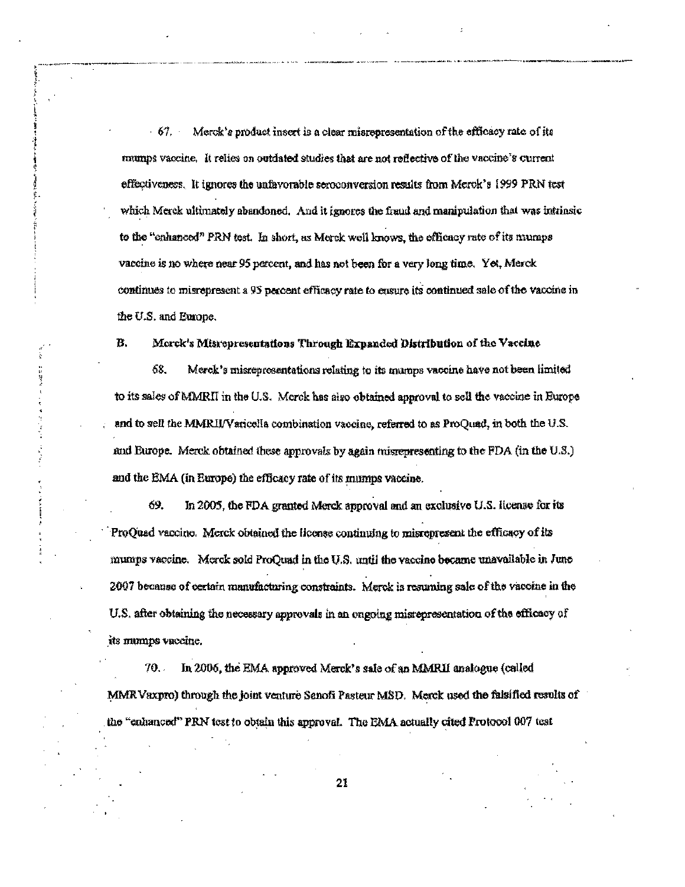67. Merck's product insert is a clear misrepresentation of the efficacy rate of its mumps vaccine. It relies on outdated studies that are not reflective of the vaccine's current effectiveness. It ignores the unfavorable seroconversion results from Merck's 1999 PRN test which Merck ultimately abandoned. And it ignores the fraud and manipulation that was intrinsic to the "enhanced" PRN test. In short, as Merck well knows, the efficacy rate of its mumps vaccine is no where near 95 percent, and has not been for a very long time. Yet, Merck continues to misrepresent a 95 percent efficacy rate to ensure its continued sale of the vaccine in the U.S. and Europe.

**B. Merck's Misrepresentations Through Expanded Distribution of the Vaccine**

68. Merck's misrepresentations relating to its mumps vaccine have not been limited to its sales of MMRII in the U.S. Merck has also obtained approval to sell the vaccine in Europe and to sell the MMRII/Varicella combination vaccine, referred to as ProQuad, in both the U.S. and Europe. Merck obtained these approvals by again misrepresenting to the FDA (in the U.S.) and the EMA (in Europe) the efficacy rate of its mumps vaccine.

69. In 2005, the FDA granted Merck approval and an exclusive U.S. license for its ProQuad vaccine. Merck obtained the license continuing to misrepresent the efficacy of its mumps vaccine. Merck sold ProQuad in the U.S. until the vaccine became unavailable in June 2007 because of certain manufacturing constraints. Merck is resuming sale of the vaccine in the U.S. after obtaining the necessary approvals in an ongoing misrepresentation of the efficacy of its mumps vaccine.

70. In 2006, the EMA approved Merck's sale of an MMRII analogue (called MMRVaxpro) through the joint venture Senofi Pasteur MSD. Merck used the falsified results of the "enhanced" PRN test to obtain this approval. The EMA actually cited Protocol 007 test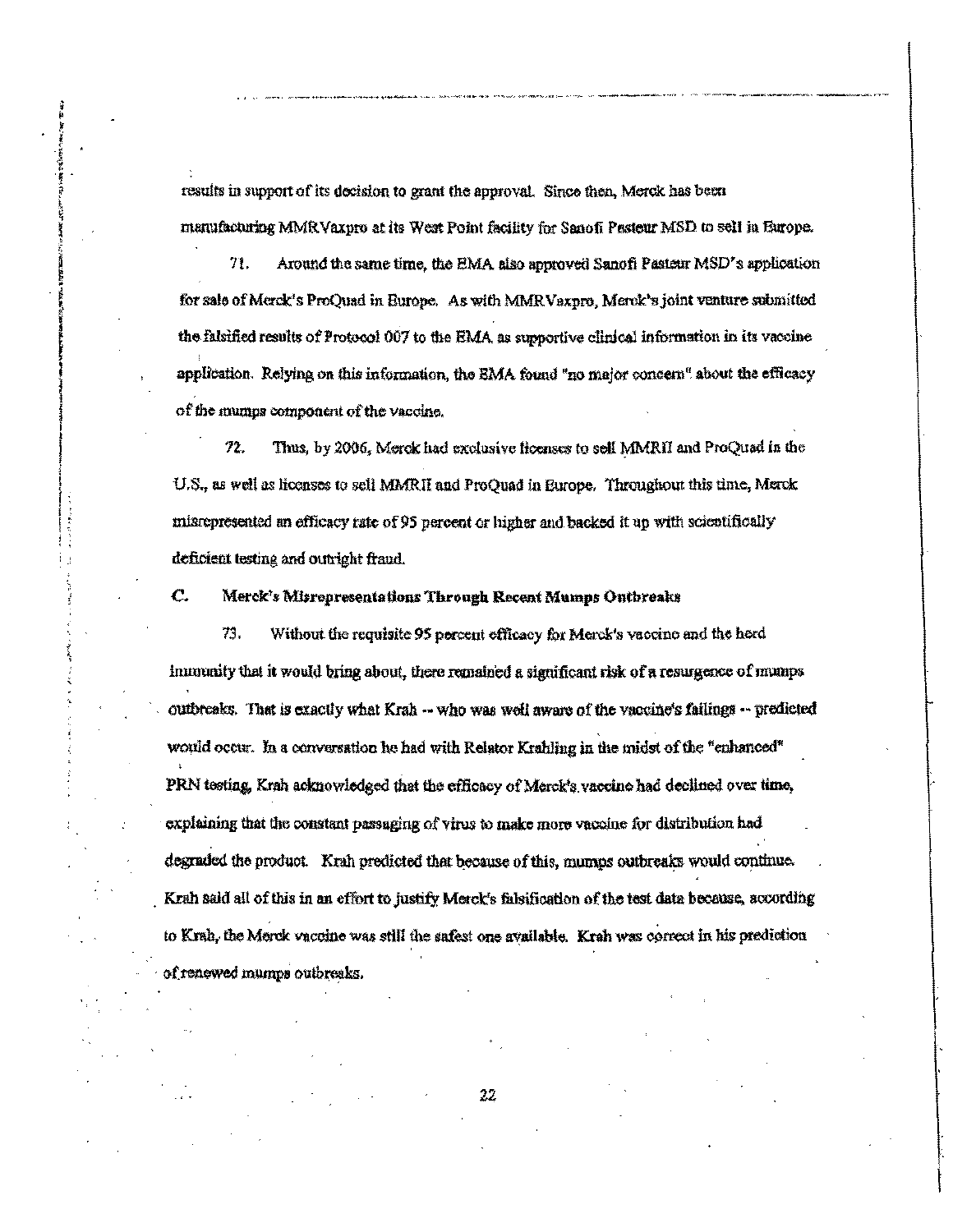results in support of its decision to grant the approval. Since then, Merck has been manufacturing MMRVaxpro at its West Point facility for Sanofi Pasteur MSD to sell in Europe.

71. Around the same time, the EMA also approved Sanofi Pasteur MSD's application for sale of Merck's ProQuad in Europe. As with MMRVaxpro, Merck's joint venture submitted the falsified results of Protocol 007 to the EMA as supportive clinical information in its vaccine application. Relying on this information, the EMA found "no major concern" about the efficacy of the mumps component of the vaccine.

72. Thus, by 2006, Merck had exclusive licenses to sell MMRII and ProQuad in the U.S., as well as licenses to sell MMRII and ProQuad in Europe. Throughout this time, Merck misrepresented an efficacy rate of 95 percent or higher and backed it up with scientifically deficient testing and outright fraud.

**C. Merck's Misrepresentations Through Recent Mumps Outbreaks**

73. Without the requisite 95 percent efficacy for Merck's vaccine and the herd immunity that it would bring about, there remained a significant risk of a resurgence of mumps outbreaks. That is exactly what Krah -- who was well aware of the vaccine's failings -- predicted would occur. In a conversation he had with Relator Krahling in the midst of the "enhanced" PRN testing, Krah acknowledged that the efficacy of Merck's vaccine had declined over time, explaining that the constant passaging of virus to make more vaccine for distribution had degraded the product. Krah predicted that because of this, mumps outbreaks would continue. Krah said all of this in an effort to justify Merck's falsification of the test data because, according to Krah, the Merck vaccine was still the safest one available. Krah was correct in his prediction of renewed mumps outbreaks.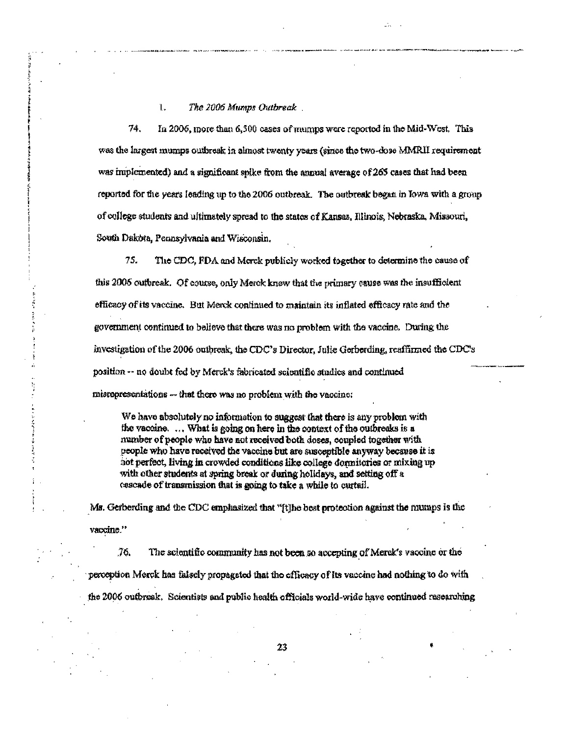### 1. *The 2006 Mumps Outbreak*

74. In 2006, more than 6,500 cases of mumps were reported in the Mid-West. This was the largest mumps outbreak in almost twenty years (since the two-dose MMRII requirement was implemented) and a significant spike from the annual average of 265 cases that had been reported for the years leading up to the 2006 outbreak. The outbreak began in Iowa with a group of college students and ultimately spread to the states of Kansas, Illinois, Nebraska, Missouri, South Dakota, Pennsylvania and Wisconsin.

75. The CDC, FDA and Merck publicly worked together to determine the cause of this 2006 outbreak. Of course, only Merck knew that the primary cause was the insufficient efficacy of its vaccine. But Merck continued to maintain its inflated efficacy rate and the government continued to believe that there was no problem with the vaccine. During the investigation of the 2006 outbreak, the CDC's Director, Julie Gerberding, reaffirmed the CDC's position -- no doubt fed by Merck's fabricated scientific studies and continued misrepresentations -- that there was no problem with the vaccine:

> We have absolutely no information to suggest that there is any problem with the vaccine. ... What is going on here in the context of the outbreaks is a number of people who have not received both doses, coupled together with people who have received the vaccine but are susceptible anyway because it is not perfect, living in crowded conditions like college dormitories or mixing up with other students at spring break or during holidays, and setting off a cascade of transmission that is going to take a while to curtail.

Ms. Gerberding and the CDC emphasized that "[t]he best protection against the mumps is the vaccine."

76. The scientific community has not been so accepting of Merck's vaccine or the perception Merck has falsely propagated that the efficacy of its vaccine had nothing to do with the 2006 outbreak. Scientists and public health officials world-wide have continued researching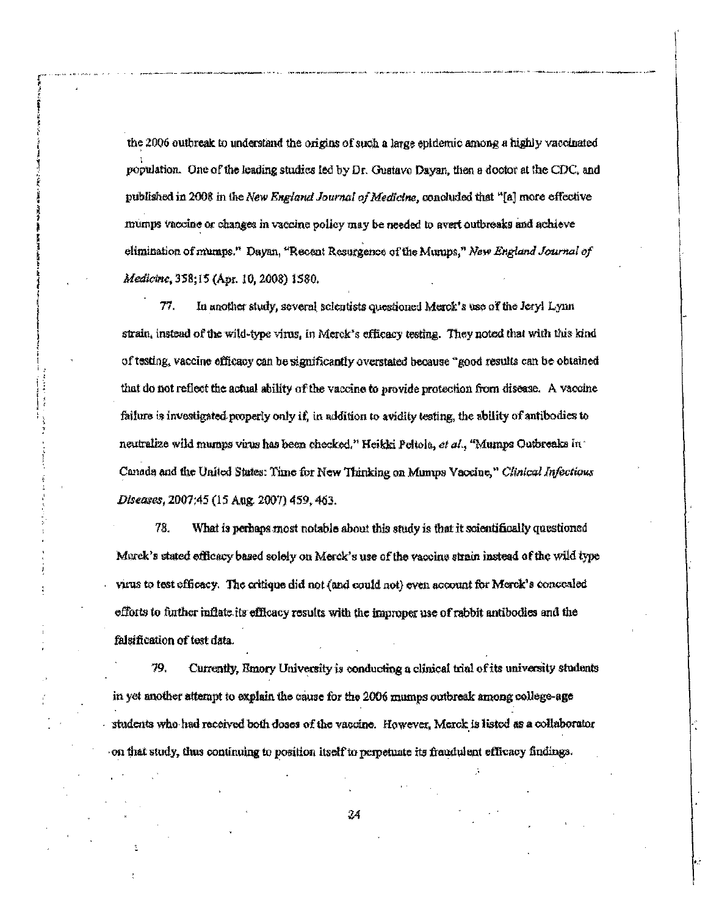the 2006 outbreak to understand the origins of such a large epidemic among a highly vaccinated population. One of the leading studies led by Dr. Gustavo Dayan, then a doctor at the CDC, and published in 2008 in the *New England Journal of Medicine*, concluded that "[a] more effective mumps vaccine or changes in vaccine policy may be needed to avert outbreaks and achieve elimination of mumps." Dayan, "Recent Resurgence of the Mumps," *New England Journal of Medicine*, 358;15 (Apr. 10, 2008) 1580.

77. In another study, several scientists questioned Merck's use of the Jeryl Lynn strain, instead of the wild-type virus, in Merck's efficacy testing. They noted that with this kind of testing, vaccine efficacy can be significantly overstated because "good results can be obtained that do not reflect the actual ability of the vaccine to provide protection from disease. A vaccine failure is investigated properly only if, in addition to avidity testing, the ability of antibodies to neutralize wild mumps virus has been checked." Heikki Peltola, *et al.*, "Mumps Outbreaks in Canada and the United States: Time for New Thinking on Mumps Vaccine," *Clinical Infectious Diseases*, 2007:45 (15 Aug. 2007) 459, 463.

78. What is perhaps most notable about this study is that it scientifically questioned Merck's stated efficacy based solely on Merck's use of the vaccine strain instead of the wild type virus to test efficacy. The critique did not (and could not) even account for Merck's concealed efforts to further inflate its efficacy results with the improper use of rabbit antibodies and the falsification of test data.

79. Currently, Emory University is conducting a clinical trial of its university students in yet another attempt to explain the cause for the 2006 mumps outbreak among college-age students who had received both doses of the vaccine. However, Merck is listed as a collaborator on that study, thus continuing to position itself to perpetuate its fraudulent efficacy findings.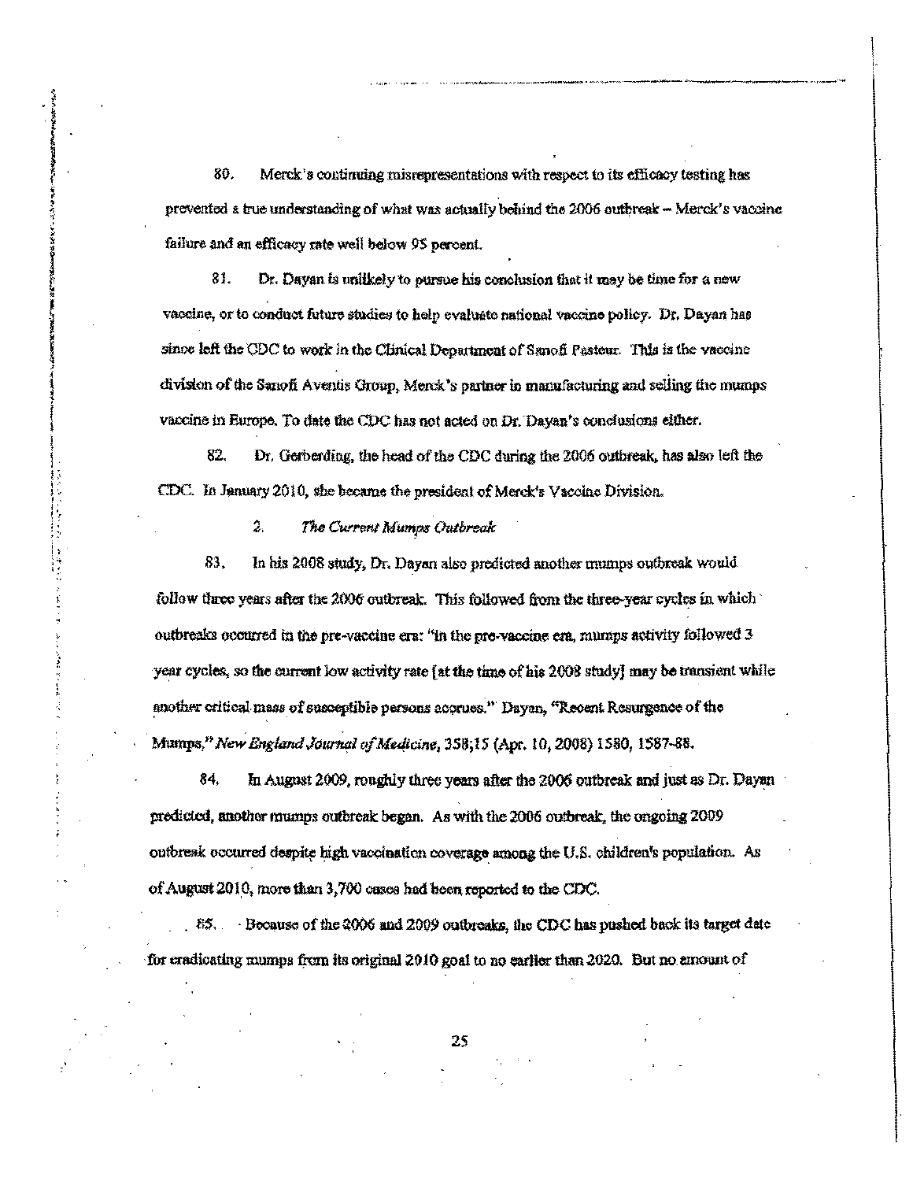80. Merck's continuing misrepresentations with respect to its efficacy testing has prevented a true understanding of what was actually behind the 2006 outbreak – Merck's vaccine failure and an efficacy rate well below 95 percent.

81. Dr. Dayan is unlikely to pursue his conclusion that it may be time for a new vaccine, or to conduct future studies to help evaluate national vaccine policy. Dr. Dayan has since left the CDC to work in the Clinical Department of Sanofi Pasteur. This is the vaccine division of the Sanofi Aventis Group, Merck's partner in manufacturing and selling the mumps vaccine in Europe. To date the CDC has not acted on Dr. Dayan's conclusions either.

82. Dr. Gerberding, the head of the CDC during the 2006 outbreak, has also left the CDC. In January 2010, she became the president of Merck's Vaccine Division.

### 2. *The Current Mumps Outbreak*

83. In his 2008 study, Dr. Dayan also predicted another mumps outbreak would follow three years after the 2006 outbreak. This followed from the three-year cycles in which outbreaks occurred in the pre-vaccine era: "In the pre-vaccine era, mumps activity followed 3 year cycles, so the current low activity rate [at the time of his 2008 study] may be transient while another critical mass of susceptible persons accrues." Dayan, "Recent Resurgence of the Mumps," *New England Journal of Medicine*, 358;15 (Apr. 10, 2008) 1580, 1587-88.

84. In August 2009, roughly three years after the 2006 outbreak and just as Dr. Dayan predicted, another mumps outbreak began. As with the 2006 outbreak, the ongoing 2009 outbreak occurred despite high vaccination coverage among the U.S. children's population. As of August 2010, more than 3,700 cases had been reported to the CDC.

85. Because of the 2006 and 2009 outbreaks, the CDC has pushed back its target date for eradicating mumps from its original 2010 goal to no earlier than 2020. But no amount of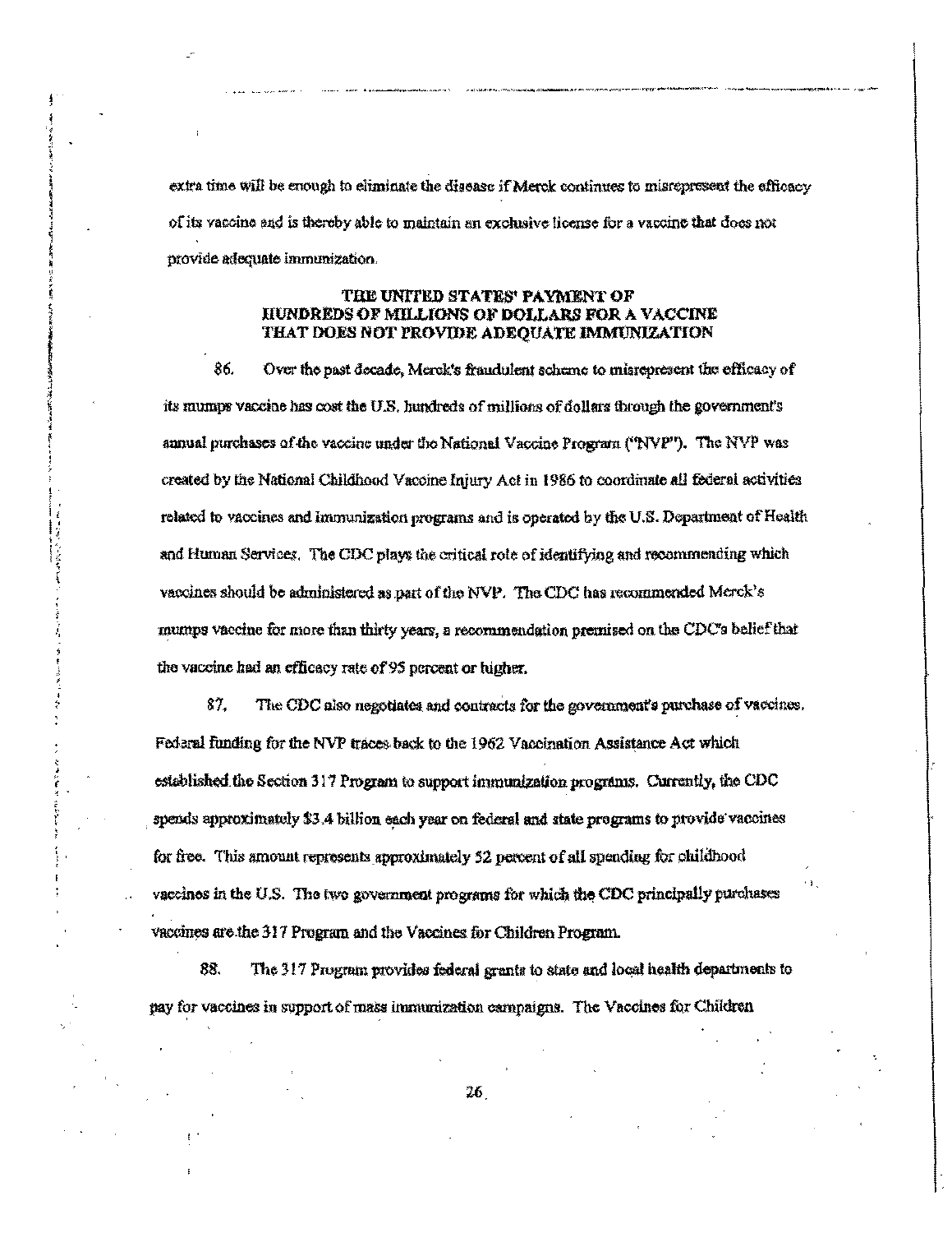extra time will be enough to eliminate the disease if Merck continues to misrepresent the efficacy of its vaccine and is thereby able to maintain an exclusive license for a vaccine that does not provide adequate immunization.

**THE UNITED STATES' PAYMENT OF HUNDREDS OF MILLIONS OF DOLLARS FOR A VACCINE THAT DOES NOT PROVIDE ADEQUATE IMMUNIZATION**

86. Over the past decade, Merck's fraudulent scheme to misrepresent the efficacy of its mumps vaccine has cost the U.S. hundreds of millions of dollars through the government's annual purchases of the vaccine under the National Vaccine Program ("NVP"). The NVP was created by the National Childhood Vaccine Injury Act in 1986 to coordinate all federal activities related to vaccines and immunization programs and is operated by the U.S. Department of Health and Human Services. The CDC plays the critical role of identifying and recommending which vaccines should be administered as part of the NVP. The CDC has recommended Merck's mumps vaccine for more than thirty years, a recommendation premised on the CDC's belief that the vaccine had an efficacy rate of 95 percent or higher.

87. The CDC also negotiates and contracts for the government's purchase of vaccines. Federal funding for the NVP traces back to the 1962 Vaccination Assistance Act which established the Section 317 Program to support immunization programs. Currently, the CDC spends approximately $3.4 billion each year on federal and state programs to provide vaccines for free. This amount represents approximately 52 percent of all spending for childhood vaccines in the U.S. The two government programs for which the CDC principally purchases vaccines are the 317 Program and the Vaccines for Children Program.

88. The 317 Program provides federal grants to state and local health departments to pay for vaccines in support of mass immunization campaigns. The Vaccines for Children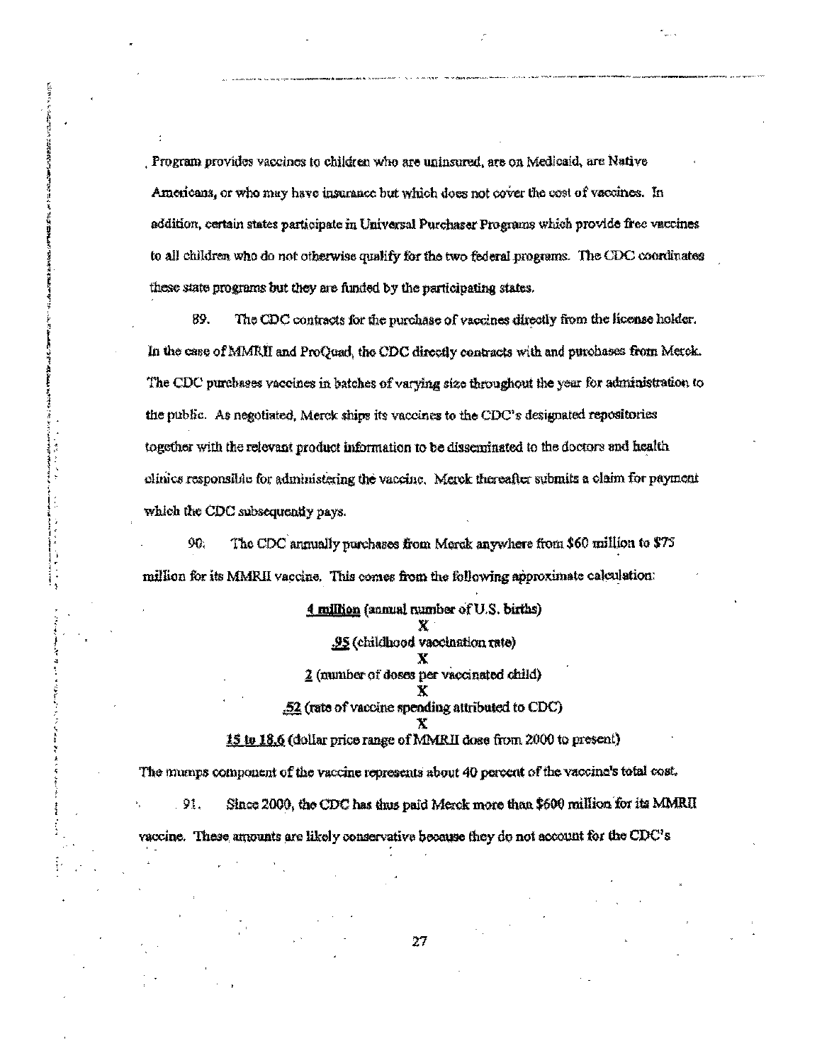Program provides vaccines to children who are uninsured, are on Medicaid, are Native Americans, or who may have insurance but which does not cover the cost of vaccines. In addition, certain states participate in Universal Purchaser Programs which provide free vaccines to all children who do not otherwise qualify for the two federal programs. The CDC coordinates these state programs but they are funded by the participating states.

89. The CDC contracts for the purchase of vaccines directly from the license holder. In the case of MMRII and ProQuad, the CDC directly contracts with and purchases from Merck. The CDC purchases vaccines in batches of varying size throughout the year for administration to the public. As negotiated, Merck ships its vaccines to the CDC's designated repositories together with the relevant product information to be disseminated to the doctors and health clinics responsible for administering the vaccine. Merck thereafter submits a claim for payment which the CDC subsequently pays.

90. The CDC annually purchases from Merck anywhere from $60 million to $75 million for its MMRII vaccine. This comes from the following approximate calculation:

<u>4 million</u> (annual number of U.S. births)
X
<u>.95</u> (childhood vaccination rate)
X
<u>2</u> (number of doses per vaccinated child)
X
<u>.52</u> (rate of vaccine spending attributed to CDC)
X
<u>15 to 18.6</u> (dollar price range of MMRII dose from 2000 to present)

The mumps component of the vaccine represents about 40 percent of the vaccine's total cost.

91. Since 2000, the CDC has thus paid Merck more than $600 million for its MMRII vaccine. These amounts are likely conservative because they do not account for the CDC's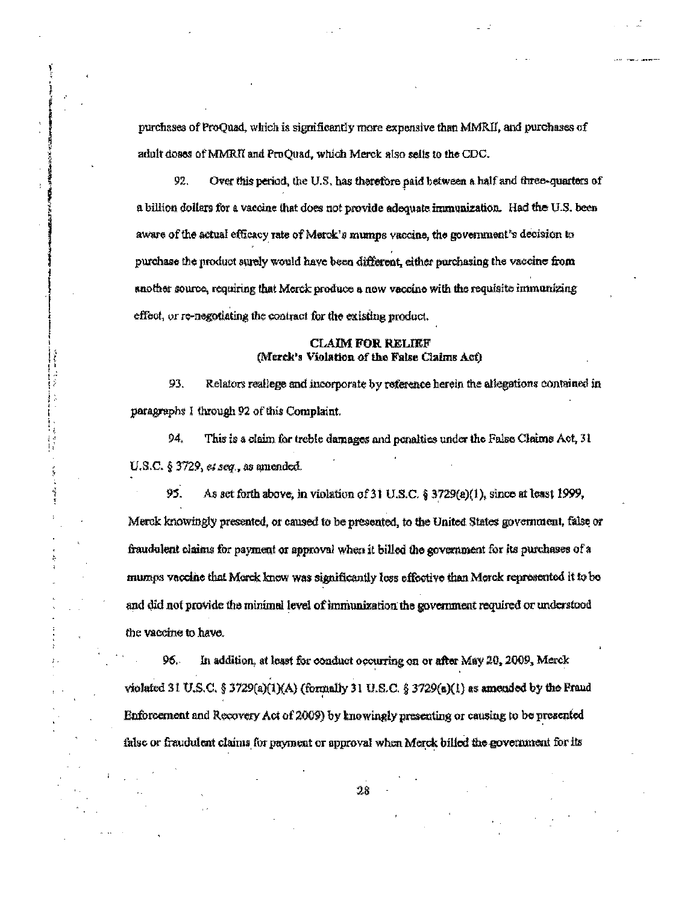purchases of ProQuad, which is significantly more expensive than MMRII, and purchases of adult doses of MMRII and ProQuad, which Merck also sells to the CDC.

92. Over this period, the U.S. has therefore paid between a half and three-quarters of a billion dollars for a vaccine that does not provide adequate immunization. Had the U.S. been aware of the actual efficacy rate of Merck's mumps vaccine, the government's decision to purchase the product surely would have been different, either purchasing the vaccine from another source, requiring that Merck produce a new vaccine with the requisite immunizing effect, or re-negotiating the contract for the existing product.

**CLAIM FOR RELIEF**
**(Merck's Violation of the False Claims Act)**

93. Relators reallege and incorporate by reference herein the allegations contained in paragraphs 1 through 92 of this Complaint.

94. This is a claim for treble damages and penalties under the False Claims Act, 31 U.S.C. § 3729, *et seq.*, as amended.

95. As set forth above, in violation of 31 U.S.C. § 3729(a)(1), since at least 1999, Merck knowingly presented, or caused to be presented, to the United States government, false or fraudulent claims for payment or approval when it billed the government for its purchases of a mumps vaccine that Merck knew was significantly less effective than Merck represented it to be and did not provide the minimal level of immunization the government required or understood the vaccine to have.

96. In addition, at least for conduct occurring on or after May 20, 2009, Merck violated 31 U.S.C. § 3729(a)(1)(A) (formally 31 U.S.C. § 3729(a)(1) as amended by the Fraud Enforcement and Recovery Act of 2009) by knowingly presenting or causing to be presented false or fraudulent claims for payment or approval when Merck billed the government for its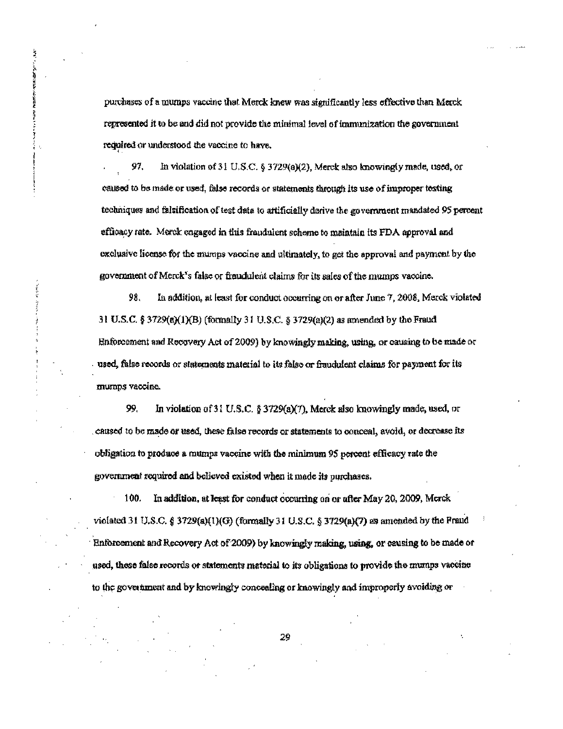purchases of a mumps vaccine that Merck knew was significantly less effective than Merck represented it to be and did not provide the minimal level of immunization the government required or understood the vaccine to have.

97. In violation of 31 U.S.C. § 3729(a)(2), Merck also knowingly made, used, or caused to be made or used, false records or statements through its use of improper testing techniques and falsification of test data to artificially derive the government mandated 95 percent efficacy rate. Merck engaged in this fraudulent scheme to maintain its FDA approval and exclusive license for the mumps vaccine and ultimately, to get the approval and payment by the government of Merck's false or fraudulent claims for its sales of the mumps vaccine.

98. In addition, at least for conduct occurring on or after June 7, 2008, Merck violated 31 U.S.C. § 3729(a)(1)(B) (formally 31 U.S.C. § 3729(a)(2) as amended by the Fraud Enforcement and Recovery Act of 2009) by knowingly making, using, or causing to be made or used, false records or statements material to its false or fraudulent claims for payment for its mumps vaccine.

99. In violation of 31 U.S.C. § 3729(a)(7), Merck also knowingly made, used, or caused to be made or used, these false records or statements to conceal, avoid, or decrease its obligation to produce a mumps vaccine with the minimum 95 percent efficacy rate the government required and believed existed when it made its purchases.

100. In addition, at least for conduct occurring on or after May 20, 2009, Merck violated 31 U.S.C. § 3729(a)(1)(G) (formally 31 U.S.C. § 3729(a)(7) as amended by the Fraud Enforcement and Recovery Act of 2009) by knowingly making, using, or causing to be made or used, these false records or statements material to its obligations to provide the mumps vaccine to the government and by knowingly concealing or knowingly and improperly avoiding or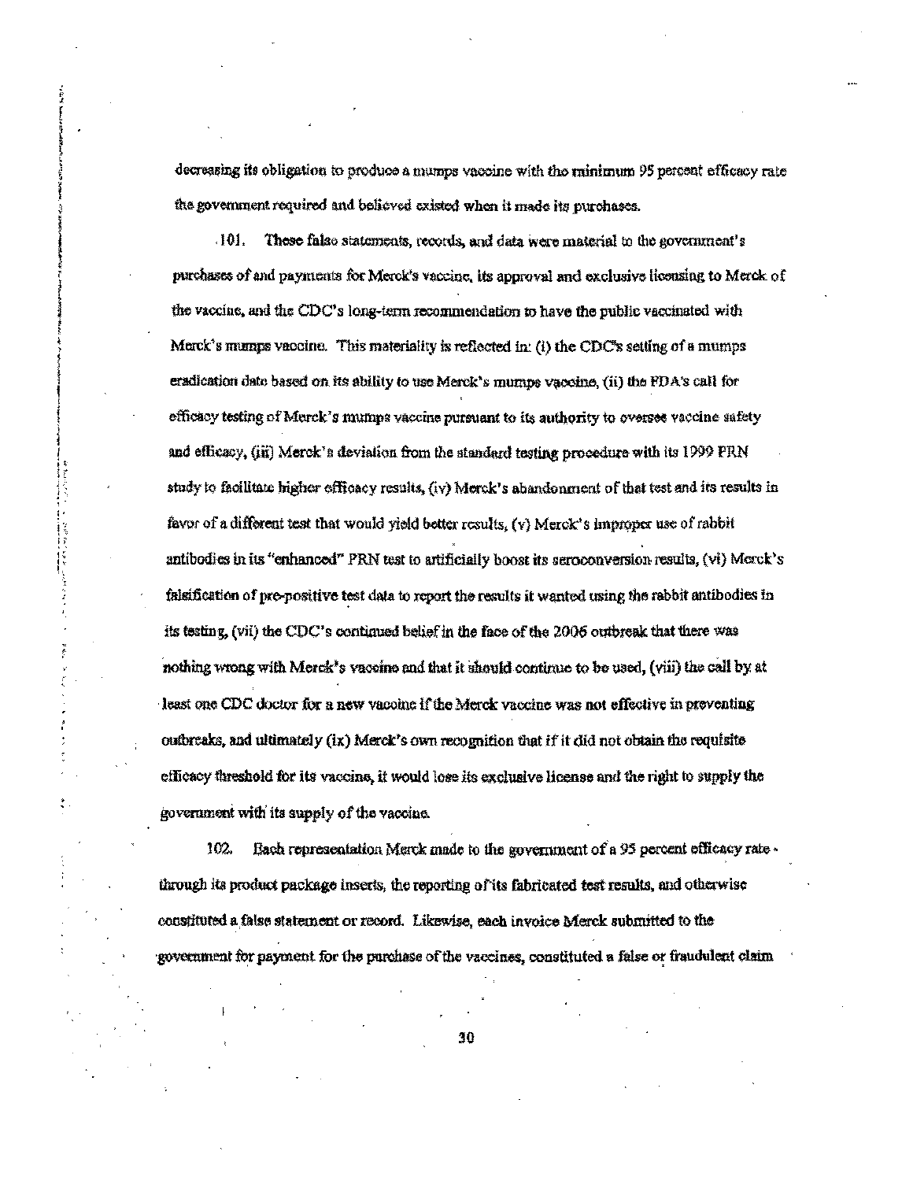decreasing its obligation to produce a mumps vaccine with the minimum 95 percent efficacy rate the government required and believed existed when it made its purchases.

101. These false statements, records, and data were material to the government's purchases of and payments for Merck's vaccine, its approval and exclusive licensing to Merck of the vaccine, and the CDC's long-term recommendation to have the public vaccinated with Merck's mumps vaccine. This materiality is reflected in: (i) the CDC's setting of a mumps eradication date based on its ability to use Merck's mumps vaccine, (ii) the FDA's call for efficacy testing of Merck's mumps vaccine pursuant to its authority to oversee vaccine safety and efficacy, (iii) Merck's deviation from the standard testing procedure with its 1999 PRN study to facilitate higher efficacy results, (iv) Merck's abandonment of that test and its results in favor of a different test that would yield better results, (v) Merck's improper use of rabbit antibodies in its "enhanced" PRN test to artificially boost its seroconversion results, (vi) Merck's falsification of pre-positive test data to report the results it wanted using the rabbit antibodies in its testing, (vii) the CDC's continued belief in the face of the 2006 outbreak that there was nothing wrong with Merck's vaccine and that it should continue to be used, (viii) the call by at least one CDC doctor for a new vaccine if the Merck vaccine was not effective in preventing outbreaks, and ultimately (ix) Merck's own recognition that if it did not obtain the requisite efficacy threshold for its vaccine, it would lose its exclusive license and the right to supply the government with its supply of the vaccine.

102. Each representation Merck made to the government of a 95 percent efficacy rate - through its product package inserts, the reporting of its fabricated test results, and otherwise constituted a false statement or record. Likewise, each invoice Merck submitted to the government for payment for the purchase of the vaccines, constituted a false or fraudulent claim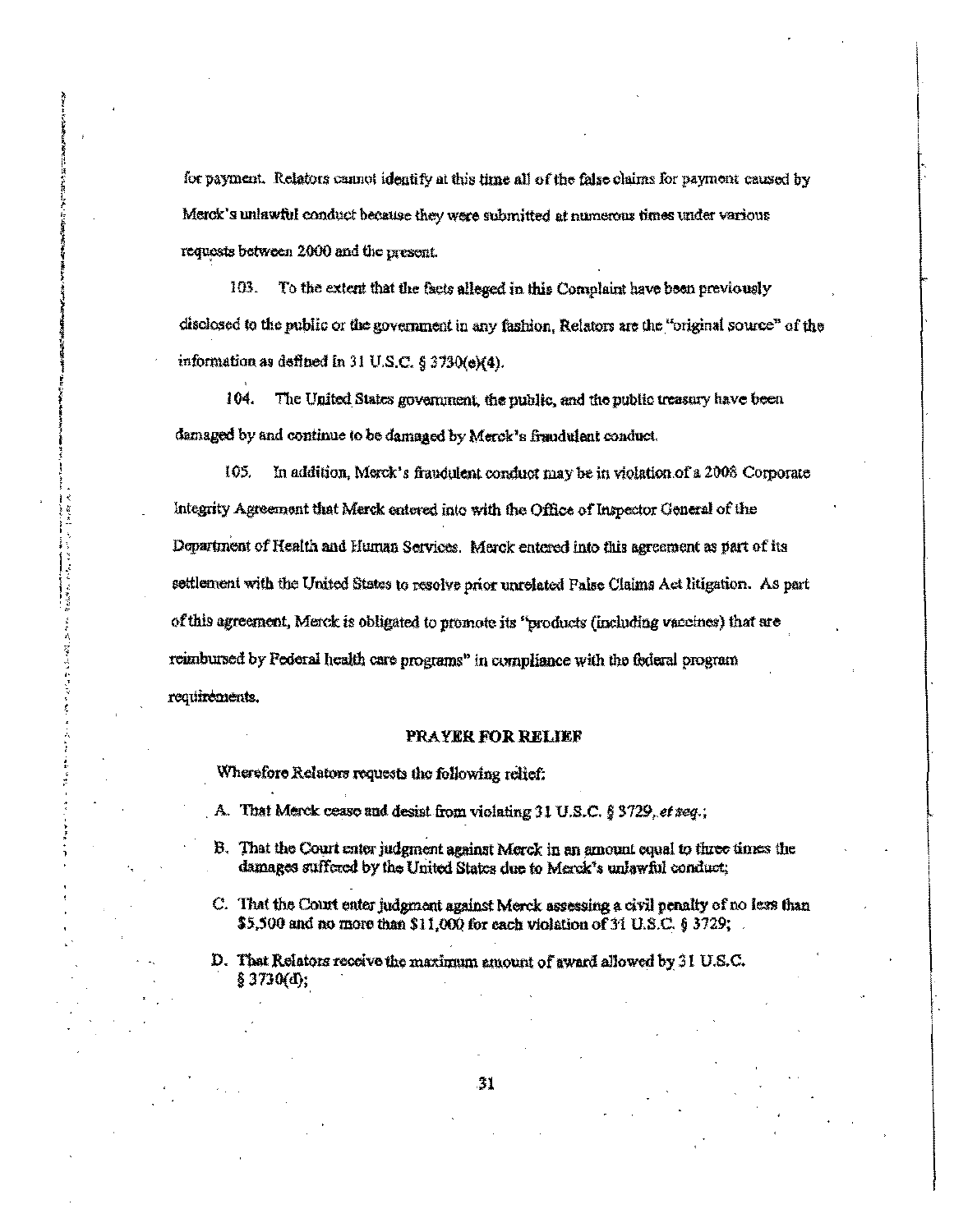for payment. Relators cannot identify at this time all of the false claims for payment caused by Merck's unlawful conduct because they were submitted at numerous times under various requests between 2000 and the present.

103. To the extent that the facts alleged in this Complaint have been previously disclosed to the public or the government in any fashion, Relators are the "original source" of the information as defined in 31 U.S.C. § 3730(e)(4).

104. The United States government, the public, and the public treasury have been damaged by and continue to be damaged by Merck's fraudulent conduct.

105. In addition, Merck's fraudulent conduct may be in violation of a 2008 Corporate Integrity Agreement that Merck entered into with the Office of Inspector General of the Department of Health and Human Services. Merck entered into this agreement as part of its settlement with the United States to resolve prior unrelated False Claims Act litigation. As part of this agreement, Merck is obligated to promote its "products (including vaccines) that are reimbursed by Federal health care programs" in compliance with the federal program requirements.

**PRAYER FOR RELIEF**

Wherefore Relators requests the following relief:

A. That Merck cease and desist from violating 31 U.S.C. § 3729, *et seq.*;

B. That the Court enter judgment against Merck in an amount equal to three times the damages suffered by the United States due to Merck's unlawful conduct;

C. That the Court enter judgment against Merck assessing a civil penalty of no less than $5,500 and no more than $11,000 for each violation of 31 U.S.C. § 3729;

D. That Relators receive the maximum amount of award allowed by 31 U.S.C. § 3730(d);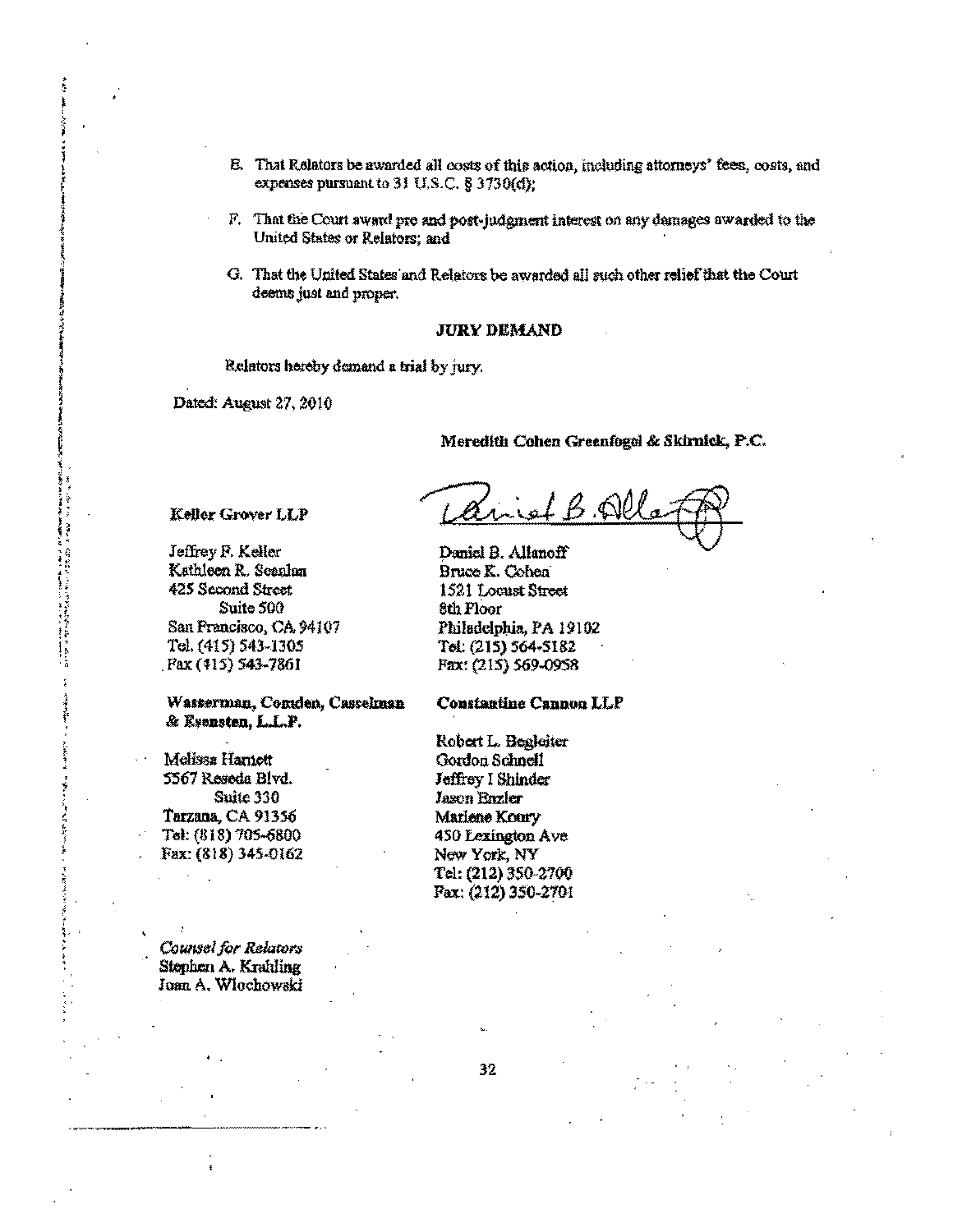E. That Relators be awarded all costs of this action, including attorneys' fees, costs, and expenses pursuant to 31 U.S.C. § 3730(d);

F. That the Court award pre and post-judgment interest on any damages awarded to the United States or Relators; and

G. That the United States and Relators be awarded all such other relief that the Court deems just and proper.

**JURY DEMAND**

Relators hereby demand a trial by jury.

Dated: August 27, 2010

**Meredith Cohen Greenfogel & Skirnick, P.C.**

Daniel B. Allanoff
Bruce K. Cohen
1521 Locust Street
8th Floor
Philadelphia, PA 19102
Tel: (215) 564-5182
Fax: (215) 569-0958

**Keller Grover LLP**

Jeffrey F. Keller
Kathleen R. Scanlan
425 Second Street
Suite 500
San Francisco, CA 94107
Tel. (415) 543-1305
Fax (415) 543-7861

**Wasserman, Comden, Casselman & Esensten, L.L.P.**

Melissa Harnett
5567 Reseda Blvd.
Suite 330
Tarzana, CA 91356
Tel: (818) 705-6800
Fax: (818) 345-0162

**Constantine Cannon LLP**

Robert L. Begleiter
Gordon Schnell
Jeffrey I Shinder
Jason Enzler
Marlene Koury
450 Lexington Ave
New York, NY
Tel: (212) 350-2700
Fax: (212) 350-2701

*Counsel for Relators*
Stephen A. Krahling
Joan A. Wlochowski